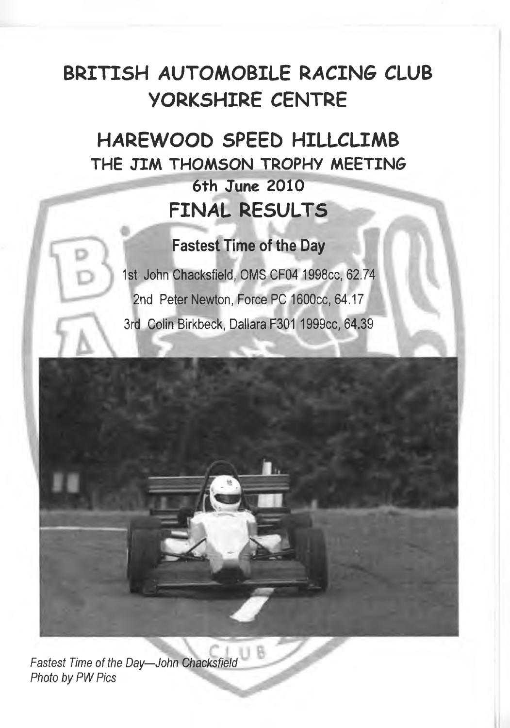# BRITISH AUTOMOBILE RACING CLUB
# YORKSHIRE CENTRE

## HAREWOOD SPEED HILLCLIMB
### THE JIM THOMSON TROPHY MEETING
### 6th June 2010
## FINAL RESULTS

### Fastest Time of the Day

1st John Chacksfield, OMS CF04 1998cc, 62.74

2nd Peter Newton, Force PC 1600cc, 64.17

3rd Colin Birkbeck, Dallara F301 1999cc, 64.39

*Fastest Time of the Day—John Chacksfield*
*Photo by PW Pics*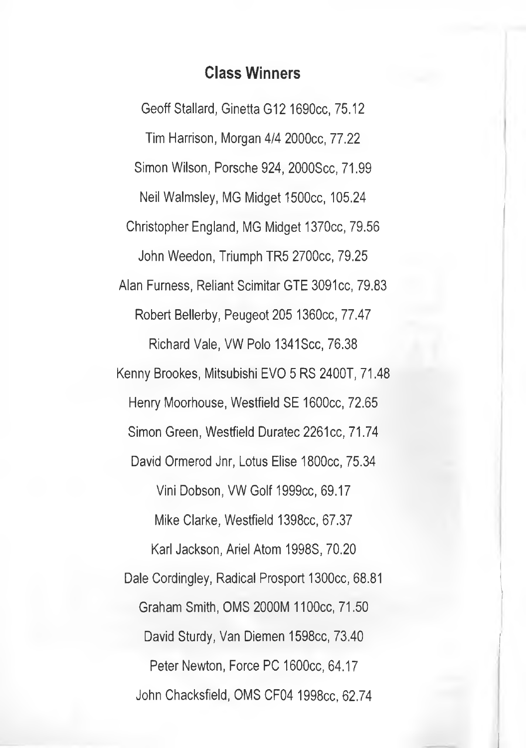## Class Winners

Geoff Stallard, Ginetta G12 1690cc, 75.12

Tim Harrison, Morgan 4/4 2000cc, 77.22

Simon Wilson, Porsche 924, 2000Scc, 71.99

Neil Walmsley, MG Midget 1500cc, 105.24

Christopher England, MG Midget 1370cc, 79.56

John Weedon, Triumph TR5 2700cc, 79.25

Alan Furness, Reliant Scimitar GTE 3091cc, 79.83

Robert Bellerby, Peugeot 205 1360cc, 77.47

Richard Vale, VW Polo 1341Scc, 76.38

Kenny Brookes, Mitsubishi EVO 5 RS 2400T, 71.48

Henry Moorhouse, Westfield SE 1600cc, 72.65

Simon Green, Westfield Duratec 2261cc, 71.74

David Ormerod Jnr, Lotus Elise 1800cc, 75.34

Vini Dobson, VW Golf 1999cc, 69.17

Mike Clarke, Westfield 1398cc, 67.37

Karl Jackson, Ariel Atom 1998S, 70.20

Dale Cordingley, Radical Prosport 1300cc, 68.81

Graham Smith, OMS 2000M 1100cc, 71.50

David Sturdy, Van Diemen 1598cc, 73.40

Peter Newton, Force PC 1600cc, 64.17

John Chacksfield, OMS CF04 1998cc, 62.74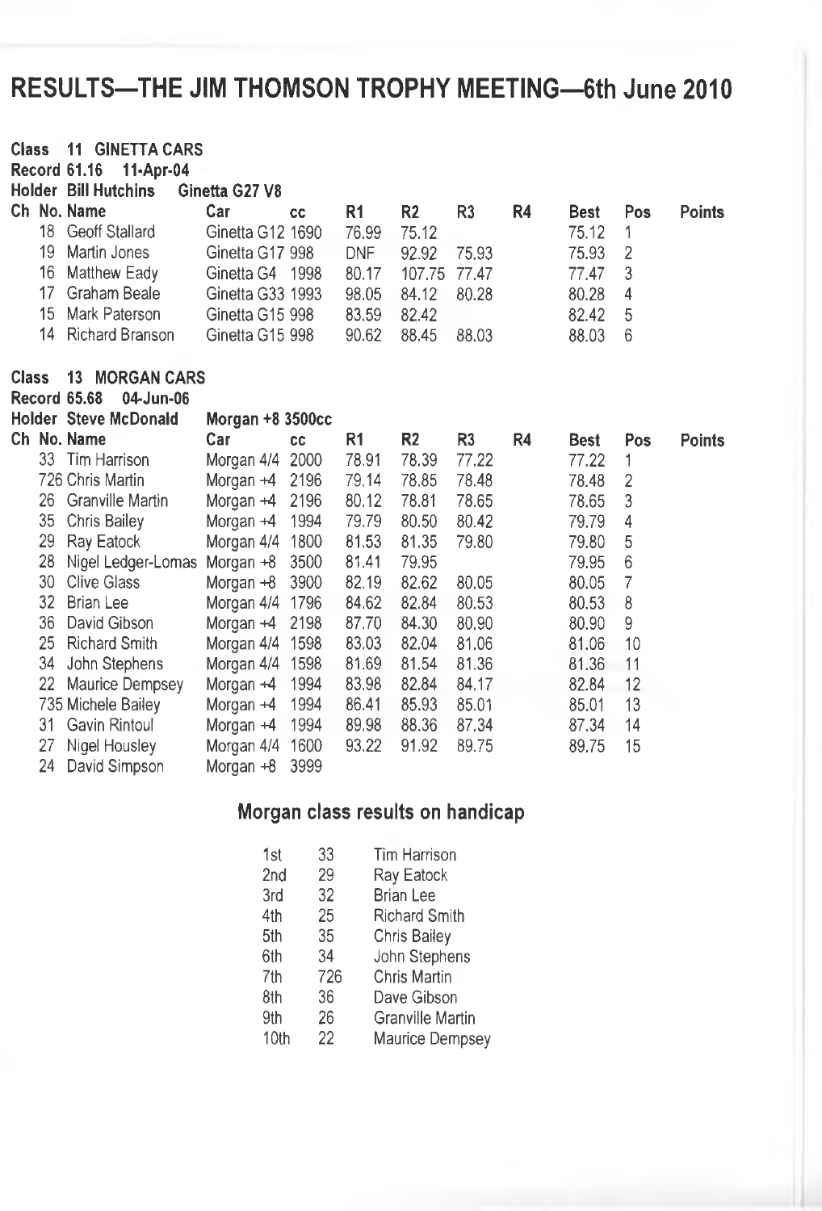# RESULTS—THE JIM THOMSON TROPHY MEETING—6th June 2010

**Class 11 GINETTA CARS**
**Record 61.16 11-Apr-04**
**Holder Bill Hutchins Ginetta G27 V8**

| Ch | No. | Name | Car | cc | R1 | R2 | R3 | R4 | Best | Pos | Points |
|---|---|---|---|---|---|---|---|---|---|---|---|
| | 18 | Geoff Stallard | Ginetta G12 | 1690 | 76.99 | 75.12 | | | 75.12 | 1 | |
| | 19 | Martin Jones | Ginetta G17 | 998 | DNF | 92.92 | 75.93 | | 75.93 | 2 | |
| | 16 | Matthew Eady | Ginetta G4 | 1998 | 80.17 | 107.75 | 77.47 | | 77.47 | 3 | |
| | 17 | Graham Beale | Ginetta G33 | 1993 | 98.05 | 84.12 | 80.28 | | 80.28 | 4 | |
| | 15 | Mark Paterson | Ginetta G15 | 998 | 83.59 | 82.42 | | | 82.42 | 5 | |
| | 14 | Richard Branson | Ginetta G15 | 998 | 90.62 | 88.45 | 88.03 | | 88.03 | 6 | |

**Class 13 MORGAN CARS**
**Record 65.68 04-Jun-06**
**Holder Steve McDonald Morgan +8 3500cc**

| Ch | No. | Name | Car | cc | R1 | R2 | R3 | R4 | Best | Pos | Points |
|---|---|---|---|---|---|---|---|---|---|---|---|
| | 33 | Tim Harrison | Morgan 4/4 | 2000 | 78.91 | 78.39 | 77.22 | | 77.22 | 1 | |
| | 726 | Chris Martin | Morgan +4 | 2196 | 79.14 | 78.85 | 78.48 | | 78.48 | 2 | |
| | 26 | Granville Martin | Morgan +4 | 2196 | 80.12 | 78.81 | 78.65 | | 78.65 | 3 | |
| | 35 | Chris Bailey | Morgan +4 | 1994 | 79.79 | 80.50 | 80.42 | | 79.79 | 4 | |
| | 29 | Ray Eatock | Morgan 4/4 | 1800 | 81.53 | 81.35 | 79.80 | | 79.80 | 5 | |
| | 28 | Nigel Ledger-Lomas | Morgan +8 | 3500 | 81.41 | 79.95 | | | 79.95 | 6 | |
| | 30 | Clive Glass | Morgan +8 | 3900 | 82.19 | 82.62 | 80.05 | | 80.05 | 7 | |
| | 32 | Brian Lee | Morgan 4/4 | 1796 | 84.62 | 82.84 | 80.53 | | 80.53 | 8 | |
| | 36 | David Gibson | Morgan +4 | 2198 | 87.70 | 84.30 | 80.90 | | 80.90 | 9 | |
| | 25 | Richard Smith | Morgan 4/4 | 1598 | 83.03 | 82.04 | 81.06 | | 81.06 | 10 | |
| | 34 | John Stephens | Morgan 4/4 | 1598 | 81.69 | 81.54 | 81.36 | | 81.36 | 11 | |
| | 22 | Maurice Dempsey | Morgan +4 | 1994 | 83.98 | 82.84 | 84.17 | | 82.84 | 12 | |
| | 735 | Michele Bailey | Morgan +4 | 1994 | 86.41 | 85.93 | 85.01 | | 85.01 | 13 | |
| | 31 | Gavin Rintoul | Morgan +4 | 1994 | 89.98 | 88.36 | 87.34 | | 87.34 | 14 | |
| | 27 | Nigel Housley | Morgan 4/4 | 1600 | 93.22 | 91.92 | 89.75 | | 89.75 | 15 | |
| | 24 | David Simpson | Morgan +8 | 3999 | | | | | | | |

## Morgan class results on handicap

| | | |
|---|---|---|
| 1st | 33 | Tim Harrison |
| 2nd | 29 | Ray Eatock |
| 3rd | 32 | Brian Lee |
| 4th | 25 | Richard Smith |
| 5th | 35 | Chris Bailey |
| 6th | 34 | John Stephens |
| 7th | 726 | Chris Martin |
| 8th | 36 | Dave Gibson |
| 9th | 26 | Granville Martin |
| 10th | 22 | Maurice Dempsey |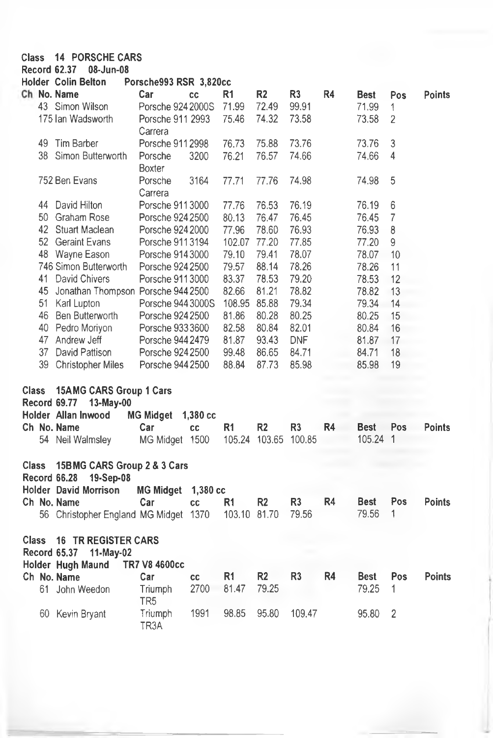**Class 14 PORSCHE CARS**
**Record 62.37 08-Jun-08**
**Holder Colin Belton Porsche993 RSR 3,820cc**

| Ch | No. | Name | Car | cc | R1 | R2 | R3 | R4 | Best | Pos | Points |
|---|---|---|---|---|---|---|---|---|---|---|---|
| | 43 | Simon Wilson | Porsche 924 | 2000S | 71.99 | 72.49 | 99.91 | | 71.99 | 1 | |
| | 175 | Ian Wadsworth | Porsche 911 Carrera | 2993 | 75.46 | 74.32 | 73.58 | | 73.58 | 2 | |
| | 49 | Tim Barber | Porsche 911 | 2998 | 76.73 | 75.88 | 73.76 | | 73.76 | 3 | |
| | 38 | Simon Butterworth | Porsche Boxter | 3200 | 76.21 | 76.57 | 74.66 | | 74.66 | 4 | |
| | 752 | Ben Evans | Porsche Carrera | 3164 | 77.71 | 77.76 | 74.98 | | 74.98 | 5 | |
| | 44 | David Hilton | Porsche 911 | 3000 | 77.76 | 76.53 | 76.19 | | 76.19 | 6 | |
| | 50 | Graham Rose | Porsche 924 | 2500 | 80.13 | 76.47 | 76.45 | | 76.45 | 7 | |
| | 42 | Stuart Maclean | Porsche 924 | 2000 | 77.96 | 78.60 | 76.93 | | 76.93 | 8 | |
| | 52 | Geraint Evans | Porsche 911 | 3194 | 102.07 | 77.20 | 77.85 | | 77.20 | 9 | |
| | 48 | Wayne Eason | Porsche 914 | 3000 | 79.10 | 79.41 | 78.07 | | 78.07 | 10 | |
| | 746 | Simon Butterworth | Porsche 924 | 2500 | 79.57 | 88.14 | 78.26 | | 78.26 | 11 | |
| | 41 | David Chivers | Porsche 911 | 3000 | 83.37 | 78.53 | 79.20 | | 78.53 | 12 | |
| | 45 | Jonathan Thompson | Porsche 944 | 2500 | 82.66 | 81.21 | 78.82 | | 78.82 | 13 | |
| | 51 | Karl Lupton | Porsche 944 | 3000S | 108.95 | 85.88 | 79.34 | | 79.34 | 14 | |
| | 46 | Ben Butterworth | Porsche 924 | 2500 | 81.86 | 80.28 | 80.25 | | 80.25 | 15 | |
| | 40 | Pedro Moriyon | Porsche 933 | 3600 | 82.58 | 80.84 | 82.01 | | 80.84 | 16 | |
| | 47 | Andrew Jeff | Porsche 944 | 2479 | 81.87 | 93.43 | DNF | | 81.87 | 17 | |
| | 37 | David Pattison | Porsche 924 | 2500 | 99.48 | 86.65 | 84.71 | | 84.71 | 18 | |
| | 39 | Christopher Miles | Porsche 944 | 2500 | 88.84 | 87.73 | 85.98 | | 85.98 | 19 | |

**Class 15AMG CARS Group 1 Cars**
**Record 69.77 13-May-00**
**Holder Allan Inwood MG Midget 1,380 cc**

| Ch | No. | Name | Car | cc | R1 | R2 | R3 | R4 | Best | Pos | Points |
|---|---|---|---|---|---|---|---|---|---|---|---|
| | 54 | Neil Walmsley | MG Midget | 1500 | 105.24 | 103.65 | 100.85 | | 105.24 | 1 | |

**Class 15BMG CARS Group 2 & 3 Cars**
**Record 66.28 19-Sep-08**
**Holder David Morrison MG Midget 1,380 cc**

| Ch | No. | Name | Car | cc | R1 | R2 | R3 | R4 | Best | Pos | Points |
|---|---|---|---|---|---|---|---|---|---|---|---|
| | 56 | Christopher England | MG Midget | 1370 | 103.10 | 81.70 | 79.56 | | 79.56 | 1 | |

**Class 16 TR REGISTER CARS**
**Record 65.37 11-May-02**
**Holder Hugh Maund TR7 V8 4600cc**

| Ch | No. | Name | Car | cc | R1 | R2 | R3 | R4 | Best | Pos | Points |
|---|---|---|---|---|---|---|---|---|---|---|---|
| | 61 | John Weedon | Triumph TR5 | 2700 | 81.47 | 79.25 | | | 79.25 | 1 | |
| | 60 | Kevin Bryant | Triumph TR3A | 1991 | 98.85 | 95.80 | 109.47 | | 95.80 | 2 | |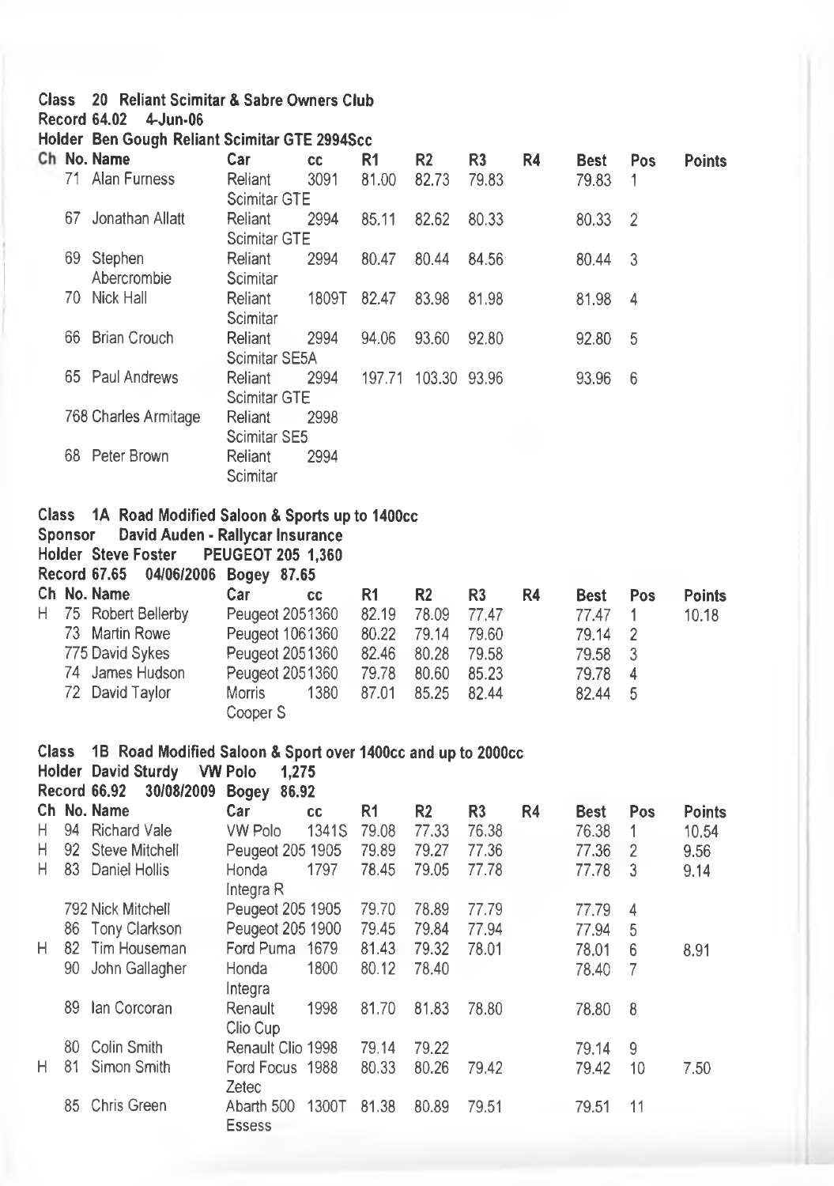**Class 20 Reliant Scimitar & Sabre Owners Club**
**Record 64.02 4-Jun-06**
**Holder Ben Gough Reliant Scimitar GTE 2994Scc**

| Ch | No. | Name | Car | cc | R1 | R2 | R3 | R4 | Best | Pos | Points |
|---|---|---|---|---|---|---|---|---|---|---|---|
| | 71 | Alan Furness | Reliant Scimitar GTE | 3091 | 81.00 | 82.73 | 79.83 | | 79.83 | 1 | |
| | 67 | Jonathan Allatt | Reliant Scimitar GTE | 2994 | 85.11 | 82.62 | 80.33 | | 80.33 | 2 | |
| | 69 | Stephen Abercrombie | Reliant Scimitar | 2994 | 80.47 | 80.44 | 84.56 | | 80.44 | 3 | |
| | 70 | Nick Hall | Reliant Scimitar | 1809T | 82.47 | 83.98 | 81.98 | | 81.98 | 4 | |
| | 66 | Brian Crouch | Reliant Scimitar SE5A | 2994 | 94.06 | 93.60 | 92.80 | | 92.80 | 5 | |
| | 65 | Paul Andrews | Reliant Scimitar GTE | 2994 | 197.71 | 103.30 | 93.96 | | 93.96 | 6 | |
| | 768 | Charles Armitage | Reliant Scimitar SE5 | 2998 | | | | | | | |
| | 68 | Peter Brown | Reliant Scimitar | 2994 | | | | | | | |

**Class 1A Road Modified Saloon & Sports up to 1400cc**
**Sponsor David Auden - Rallycar Insurance**
**Holder Steve Foster PEUGEOT 205 1,360**
**Record 67.65 04/06/2006 Bogey 87.65**

| Ch | No. | Name | Car | cc | R1 | R2 | R3 | R4 | Best | Pos | Points |
|---|---|---|---|---|---|---|---|---|---|---|---|
| H | 75 | Robert Bellerby | Peugeot 205 | 1360 | 82.19 | 78.09 | 77.47 | | 77.47 | 1 | 10.18 |
| | 73 | Martin Rowe | Peugeot 106 | 1360 | 80.22 | 79.14 | 79.60 | | 79.14 | 2 | |
| | 775 | David Sykes | Peugeot 205 | 1360 | 82.46 | 80.28 | 79.58 | | 79.58 | 3 | |
| | 74 | James Hudson | Peugeot 205 | 1360 | 79.78 | 80.60 | 85.23 | | 79.78 | 4 | |
| | 72 | David Taylor | Morris Cooper S | 1380 | 87.01 | 85.25 | 82.44 | | 82.44 | 5 | |

**Class 1B Road Modified Saloon & Sport over 1400cc and up to 2000cc**
**Holder David Sturdy VW Polo 1,275**
**Record 66.92 30/08/2009 Bogey 86.92**

| Ch | No. | Name | Car | cc | R1 | R2 | R3 | R4 | Best | Pos | Points |
|---|---|---|---|---|---|---|---|---|---|---|---|
| H | 94 | Richard Vale | VW Polo | 1341S | 79.08 | 77.33 | 76.38 | | 76.38 | 1 | 10.54 |
| H | 92 | Steve Mitchell | Peugeot 205 | 1905 | 79.89 | 79.27 | 77.36 | | 77.36 | 2 | 9.56 |
| H | 83 | Daniel Hollis | Honda Integra R | 1797 | 78.45 | 79.05 | 77.78 | | 77.78 | 3 | 9.14 |
| | 792 | Nick Mitchell | Peugeot 205 | 1905 | 79.70 | 78.89 | 77.79 | | 77.79 | 4 | |
| | 86 | Tony Clarkson | Peugeot 205 | 1900 | 79.45 | 79.84 | 77.94 | | 77.94 | 5 | |
| H | 82 | Tim Houseman | Ford Puma | 1679 | 81.43 | 79.32 | 78.01 | | 78.01 | 6 | 8.91 |
| | 90 | John Gallagher | Honda Integra | 1800 | 80.12 | 78.40 | | | 78.40 | 7 | |
| | 89 | Ian Corcoran | Renault Clio Cup | 1998 | 81.70 | 81.83 | 78.80 | | 78.80 | 8 | |
| | 80 | Colin Smith | Renault Clio | 1998 | 79.14 | 79.22 | | | 79.14 | 9 | |
| H | 81 | Simon Smith | Ford Focus Zetec | 1988 | 80.33 | 80.26 | 79.42 | | 79.42 | 10 | 7.50 |
| | 85 | Chris Green | Abarth 500 Essess | 1300T | 81.38 | 80.89 | 79.51 | | 79.51 | 11 | |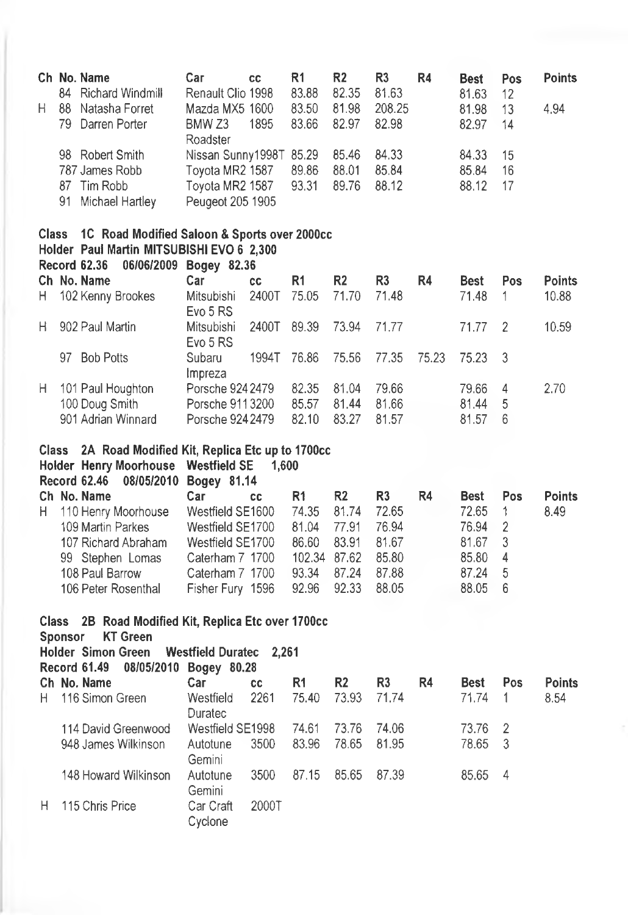| Ch | No. | Name | Car | cc | R1 | R2 | R3 | R4 | Best | Pos | Points |
|---|---|---|---|---|---|---|---|---|---|---|---|
| | 84 | Richard Windmill | Renault Clio | 1998 | 83.88 | 82.35 | 81.63 | | 81.63 | 12 | |
| H | 88 | Natasha Forret | Mazda MX5 | 1600 | 83.50 | 81.98 | 208.25 | | 81.98 | 13 | 4.94 |
| | 79 | Darren Porter | BMW Z3 Roadster | 1895 | 83.66 | 82.97 | 82.98 | | 82.97 | 14 | |
| | 98 | Robert Smith | Nissan Sunny | 1998T | 85.29 | 85.46 | 84.33 | | 84.33 | 15 | |
| | 787 | James Robb | Toyota MR2 | 1587 | 89.86 | 88.01 | 85.84 | | 85.84 | 16 | |
| | 87 | Tim Robb | Toyota MR2 | 1587 | 93.31 | 89.76 | 88.12 | | 88.12 | 17 | |
| | 91 | Michael Hartley | Peugeot 205 | 1905 | | | | | | | |

**Class 1C Road Modified Saloon & Sports over 2000cc**
**Holder Paul Martin MITSUBISHI EVO 6 2,300**
**Record 62.36 06/06/2009 Bogey 82.36**

| Ch | No. | Name | Car | cc | R1 | R2 | R3 | R4 | Best | Pos | Points |
|---|---|---|---|---|---|---|---|---|---|---|---|
| H | 102 | Kenny Brookes | Mitsubishi Evo 5 RS | 2400T | 75.05 | 71.70 | 71.48 | | 71.48 | 1 | 10.88 |
| H | 902 | Paul Martin | Mitsubishi Evo 5 RS | 2400T | 89.39 | 73.94 | 71.77 | | 71.77 | 2 | 10.59 |
| | 97 | Bob Potts | Subaru Impreza | 1994T | 76.86 | 75.56 | 77.35 | 75.23 | 75.23 | 3 | |
| H | 101 | Paul Houghton | Porsche 924 | 2479 | 82.35 | 81.04 | 79.66 | | 79.66 | 4 | 2.70 |
| | 100 | Doug Smith | Porsche 911 | 3200 | 85.57 | 81.44 | 81.66 | | 81.44 | 5 | |
| | 901 | Adrian Winnard | Porsche 924 | 2479 | 82.10 | 83.27 | 81.57 | | 81.57 | 6 | |

**Class 2A Road Modified Kit, Replica Etc up to 1700cc**
**Holder Henry Moorhouse Westfield SE 1,600**
**Record 62.46 08/05/2010 Bogey 81.14**

| Ch | No. | Name | Car | cc | R1 | R2 | R3 | R4 | Best | Pos | Points |
|---|---|---|---|---|---|---|---|---|---|---|---|
| H | 110 | Henry Moorhouse | Westfield SE | 1600 | 74.35 | 81.74 | 72.65 | | 72.65 | 1 | 8.49 |
| | 109 | Martin Parkes | Westfield SE | 1700 | 81.04 | 77.91 | 76.94 | | 76.94 | 2 | |
| | 107 | Richard Abraham | Westfield SE | 1700 | 86.60 | 83.91 | 81.67 | | 81.67 | 3 | |
| | 99 | Stephen Lomas | Caterham 7 | 1700 | 102.34 | 87.62 | 85.80 | | 85.80 | 4 | |
| | 108 | Paul Barrow | Caterham 7 | 1700 | 93.34 | 87.24 | 87.88 | | 87.24 | 5 | |
| | 106 | Peter Rosenthal | Fisher Fury | 1596 | 92.96 | 92.33 | 88.05 | | 88.05 | 6 | |

**Class 2B Road Modified Kit, Replica Etc over 1700cc**
**Sponsor KT Green**
**Holder Simon Green Westfield Duratec 2,261**
**Record 61.49 08/05/2010 Bogey 80.28**

| Ch | No. | Name | Car | cc | R1 | R2 | R3 | R4 | Best | Pos | Points |
|---|---|---|---|---|---|---|---|---|---|---|---|
| H | 116 | Simon Green | Westfield Duratec | 2261 | 75.40 | 73.93 | 71.74 | | 71.74 | 1 | 8.54 |
| | 114 | David Greenwood | Westfield SE | 1998 | 74.61 | 73.76 | 74.06 | | 73.76 | 2 | |
| | 948 | James Wilkinson | Autotune Gemini | 3500 | 83.96 | 78.65 | 81.95 | | 78.65 | 3 | |
| | 148 | Howard Wilkinson | Autotune Gemini | 3500 | 87.15 | 85.65 | 87.39 | | 85.65 | 4 | |
| H | 115 | Chris Price | Car Craft Cyclone | 2000T | | | | | | | |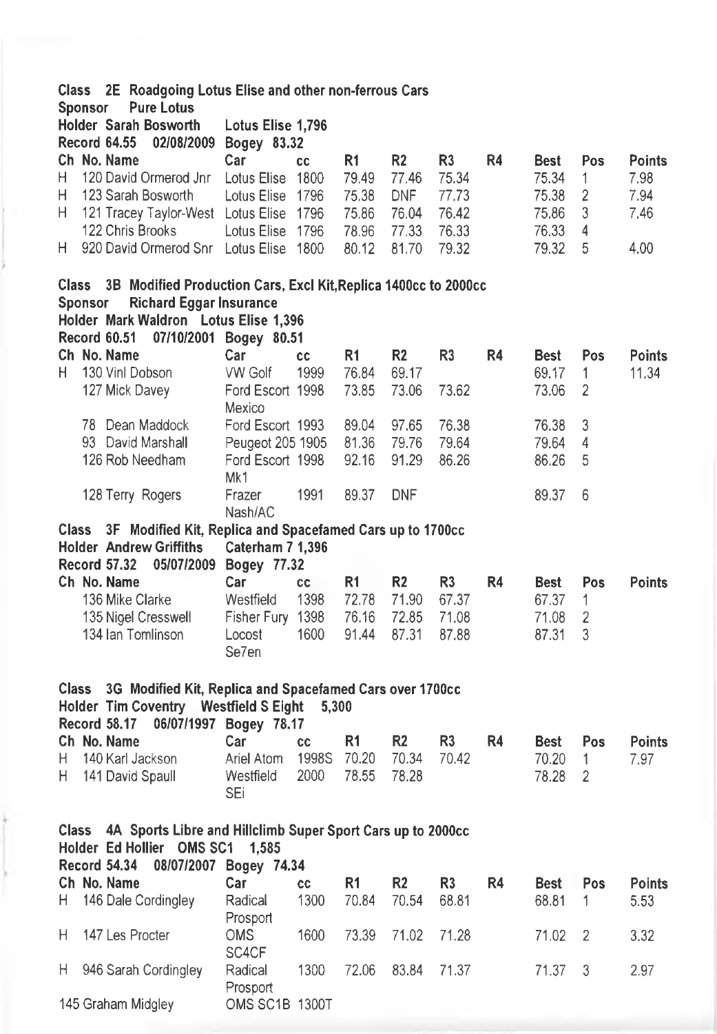**Class 2E Roadgoing Lotus Elise and other non-ferrous Cars**
**Sponsor Pure Lotus**
**Holder Sarah Bosworth Lotus Elise 1,796**
**Record 64.55 02/08/2009 Bogey 83.32**

| Ch | No. Name | Car | cc | R1 | R2 | R3 | R4 | Best | Pos | Points |
|---|---|---|---|---|---|---|---|---|---|---|
| H | 120 David Ormerod Jnr | Lotus Elise | 1800 | 79.49 | 77.46 | 75.34 | | 75.34 | 1 | 7.98 |
| H | 123 Sarah Bosworth | Lotus Elise | 1796 | 75.38 | DNF | 77.73 | | 75.38 | 2 | 7.94 |
| H | 121 Tracey Taylor-West | Lotus Elise | 1796 | 75.86 | 76.04 | 76.42 | | 75.86 | 3 | 7.46 |
| | 122 Chris Brooks | Lotus Elise | 1796 | 78.96 | 77.33 | 76.33 | | 76.33 | 4 | |
| H | 920 David Ormerod Snr | Lotus Elise | 1800 | 80.12 | 81.70 | 79.32 | | 79.32 | 5 | 4.00 |

**Class 3B Modified Production Cars, Excl Kit,Replica 1400cc to 2000cc**
**Sponsor Richard Eggar Insurance**
**Holder Mark Waldron Lotus Elise 1,396**
**Record 60.51 07/10/2001 Bogey 80.51**

| Ch | No. Name | Car | cc | R1 | R2 | R3 | R4 | Best | Pos | Points |
|---|---|---|---|---|---|---|---|---|---|---|
| H | 130 Vinl Dobson | VW Golf | 1999 | 76.84 | 69.17 | | | 69.17 | 1 | 11.34 |
| | 127 Mick Davey | Ford Escort Mexico | 1998 | 73.85 | 73.06 | 73.62 | | 73.06 | 2 | |
| | 78 Dean Maddock | Ford Escort | 1993 | 89.04 | 97.65 | 76.38 | | 76.38 | 3 | |
| | 93 David Marshall | Peugeot 205 | 1905 | 81.36 | 79.76 | 79.64 | | 79.64 | 4 | |
| | 126 Rob Needham | Ford Escort Mk1 | 1998 | 92.16 | 91.29 | 86.26 | | 86.26 | 5 | |
| | 128 Terry Rogers | Frazer Nash/AC | 1991 | 89.37 | DNF | | | 89.37 | 6 | |

**Class 3F Modified Kit, Replica and Spacefamed Cars up to 1700cc**
**Holder Andrew Griffiths Caterham 7 1,396**
**Record 57.32 05/07/2009 Bogey 77.32**

| Ch | No. Name | Car | cc | R1 | R2 | R3 | R4 | Best | Pos | Points |
|---|---|---|---|---|---|---|---|---|---|---|
| | 136 Mike Clarke | Westfield | 1398 | 72.78 | 71.90 | 67.37 | | 67.37 | 1 | |
| | 135 Nigel Cresswell | Fisher Fury | 1398 | 76.16 | 72.85 | 71.08 | | 71.08 | 2 | |
| | 134 Ian Tomlinson | Locost Se7en | 1600 | 91.44 | 87.31 | 87.88 | | 87.31 | 3 | |

**Class 3G Modified Kit, Replica and Spacefamed Cars over 1700cc**
**Holder Tim Coventry Westfield S Eight 5,300**
**Record 58.17 06/07/1997 Bogey 78.17**

| Ch | No. Name | Car | cc | R1 | R2 | R3 | R4 | Best | Pos | Points |
|---|---|---|---|---|---|---|---|---|---|---|
| H | 140 Karl Jackson | Ariel Atom | 1998S | 70.20 | 70.34 | 70.42 | | 70.20 | 1 | 7.97 |
| H | 141 David Spaull | Westfield SEi | 2000 | 78.55 | 78.28 | | | 78.28 | 2 | |

**Class 4A Sports Libre and Hillclimb Super Sport Cars up to 2000cc**
**Holder Ed Hollier OMS SC1 1,585**
**Record 54.34 08/07/2007 Bogey 74.34**

| Ch | No. Name | Car | cc | R1 | R2 | R3 | R4 | Best | Pos | Points |
|---|---|---|---|---|---|---|---|---|---|---|
| H | 146 Dale Cordingley | Radical Prosport | 1300 | 70.84 | 70.54 | 68.81 | | 68.81 | 1 | 5.53 |
| H | 147 Les Procter | OMS SC4CF | 1600 | 73.39 | 71.02 | 71.28 | | 71.02 | 2 | 3.32 |
| H | 946 Sarah Cordingley | Radical Prosport | 1300 | 72.06 | 83.84 | 71.37 | | 71.37 | 3 | 2.97 |
| | 145 Graham Midgley | OMS SC1B | 1300T | | | | | | | |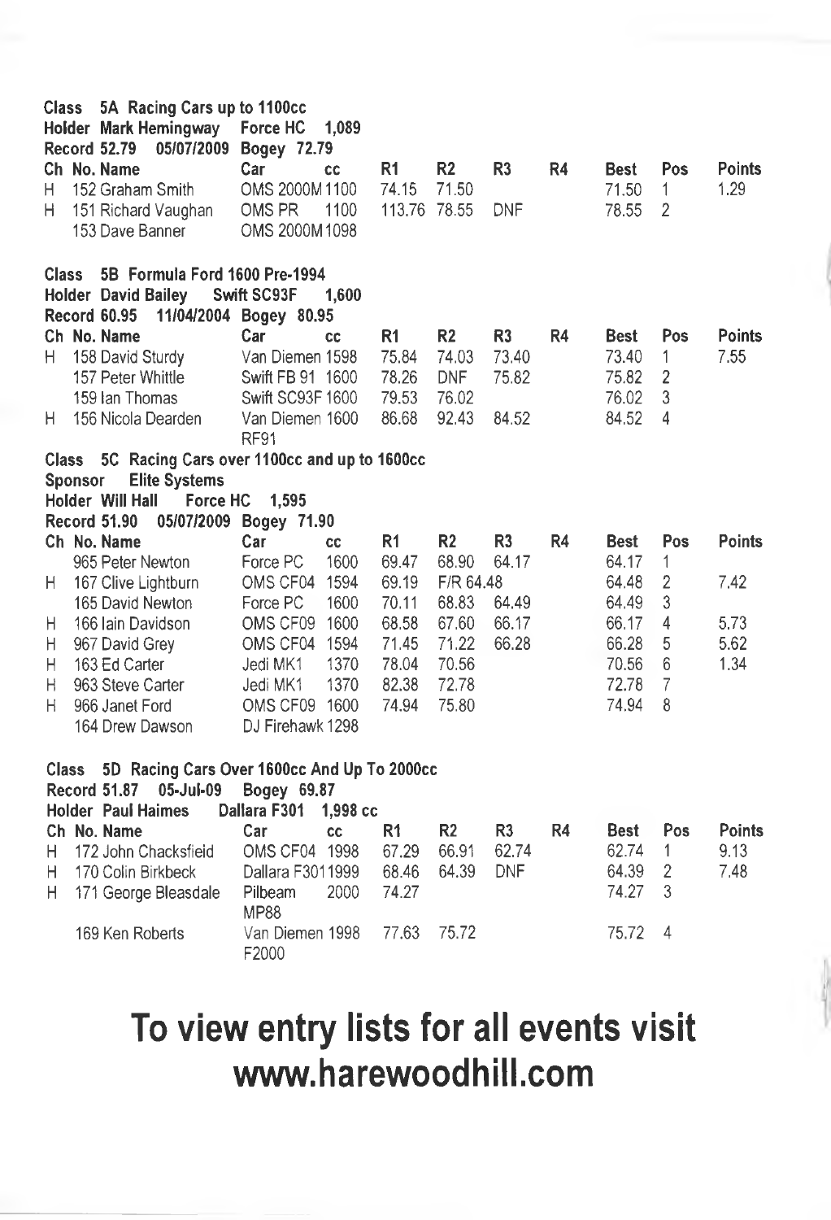**Class 5A Racing Cars up to 1100cc**
**Holder Mark Hemingway Force HC 1,089**
**Record 52.79 05/07/2009 Bogey 72.79**

| Ch | No. Name | Car | cc | R1 | R2 | R3 | R4 | Best | Pos | Points |
|---|---|---|---|---|---|---|---|---|---|---|
| H | 152 Graham Smith | OMS 2000M | 1100 | 74.15 | 71.50 | | | 71.50 | 1 | 1.29 |
| H | 151 Richard Vaughan | OMS PR | 1100 | 113.76 | 78.55 | DNF | | 78.55 | 2 | |
| | 153 Dave Banner | OMS 2000M | 1098 | | | | | | | |

**Class 5B Formula Ford 1600 Pre-1994**
**Holder David Bailey Swift SC93F 1,600**
**Record 60.95 11/04/2004 Bogey 80.95**

| Ch | No. Name | Car | cc | R1 | R2 | R3 | R4 | Best | Pos | Points |
|---|---|---|---|---|---|---|---|---|---|---|
| H | 158 David Sturdy | Van Diemen | 1598 | 75.84 | 74.03 | 73.40 | | 73.40 | 1 | 7.55 |
| | 157 Peter Whittle | Swift FB 91 | 1600 | 78.26 | DNF | 75.82 | | 75.82 | 2 | |
| | 159 Ian Thomas | Swift SC93F | 1600 | 79.53 | 76.02 | | | 76.02 | 3 | |
| H | 156 Nicola Dearden | Van Diemen RF91 | 1600 | 86.68 | 92.43 | 84.52 | | 84.52 | 4 | |

**Class 5C Racing Cars over 1100cc and up to 1600cc**
**Sponsor Elite Systems**
**Holder Will Hall Force HC 1,595**
**Record 51.90 05/07/2009 Bogey 71.90**

| Ch | No. Name | Car | cc | R1 | R2 | R3 | R4 | Best | Pos | Points |
|---|---|---|---|---|---|---|---|---|---|---|
| | 965 Peter Newton | Force PC | 1600 | 69.47 | 68.90 | 64.17 | | 64.17 | 1 | |
| H | 167 Clive Lightburn | OMS CF04 | 1594 | 69.19 | F/R 64.48 | | | 64.48 | 2 | 7.42 |
| | 165 David Newton | Force PC | 1600 | 70.11 | 68.83 | 64.49 | | 64.49 | 3 | |
| H | 166 Iain Davidson | OMS CF09 | 1600 | 68.58 | 67.60 | 66.17 | | 66.17 | 4 | 5.73 |
| H | 967 David Grey | OMS CF04 | 1594 | 71.45 | 71.22 | 66.28 | | 66.28 | 5 | 5.62 |
| H | 163 Ed Carter | Jedi MK1 | 1370 | 78.04 | 70.56 | | | 70.56 | 6 | 1.34 |
| H | 963 Steve Carter | Jedi MK1 | 1370 | 82.38 | 72.78 | | | 72.78 | 7 | |
| H | 966 Janet Ford | OMS CF09 | 1600 | 74.94 | 75.80 | | | 74.94 | 8 | |
| | 164 Drew Dawson | DJ Firehawk | 1298 | | | | | | | |

**Class 5D Racing Cars Over 1600cc And Up To 2000cc**
**Record 51.87 05-Jul-09 Bogey 69.87**
**Holder Paul Haimes Dallara F301 1,998 cc**

| Ch | No. Name | Car | cc | R1 | R2 | R3 | R4 | Best | Pos | Points |
|---|---|---|---|---|---|---|---|---|---|---|
| H | 172 John Chacksfield | OMS CF04 | 1998 | 67.29 | 66.91 | 62.74 | | 62.74 | 1 | 9.13 |
| H | 170 Colin Birkbeck | Dallara F301 | 1999 | 68.46 | 64.39 | DNF | | 64.39 | 2 | 7.48 |
| H | 171 George Bleasdale | Pilbeam MP88 | 2000 | 74.27 | | | | 74.27 | 3 | |
| | 169 Ken Roberts | Van Diemen F2000 | 1998 | 77.63 | 75.72 | | | 75.72 | 4 | |

# To view entry lists for all events visit www.harewoodhill.com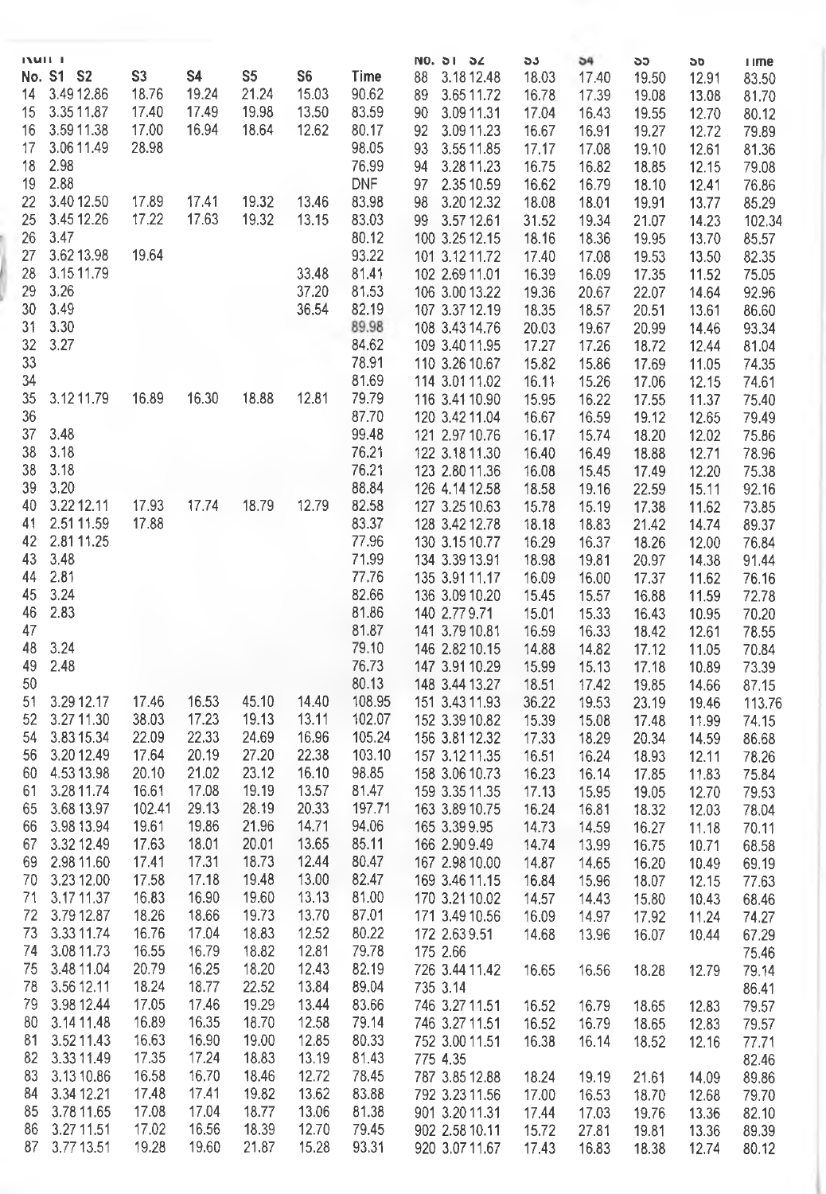Run 1

| No. | S1 | S2 | S3 | S4 | S5 | S6 | Time |
|---|---|---|---|---|---|---|---|
| 14 | 3.49 | 12.86 | 18.76 | 19.24 | 21.24 | 15.03 | 90.62 |
| 15 | 3.35 | 11.87 | 17.40 | 17.49 | 19.98 | 13.50 | 83.59 |
| 16 | 3.59 | 11.38 | 17.00 | 16.94 | 18.64 | 12.62 | 80.17 |
| 17 | 3.06 | 11.49 | 28.98 | | | | 98.05 |
| 18 | 2.98 | | | | | | 76.99 |
| 19 | 2.88 | | | | | | DNF |
| 22 | 3.40 | 12.50 | 17.89 | 17.41 | 19.32 | 13.46 | 83.98 |
| 25 | 3.45 | 12.26 | 17.22 | 17.63 | 19.32 | 13.15 | 83.03 |
| 26 | 3.47 | | | | | | 80.12 |
| 27 | 3.62 | 13.98 | 19.64 | | | | 93.22 |
| 28 | 3.15 | 11.79 | | | | 33.48 | 81.41 |
| 29 | 3.26 | | | | | 37.20 | 81.53 |
| 30 | 3.49 | | | | | 36.54 | 82.19 |
| 31 | 3.30 | | | | | | 89.98 |
| 32 | 3.27 | | | | | | 84.62 |
| 33 | | | | | | | 78.91 |
| 34 | | | | | | | 81.69 |
| 35 | 3.12 | 11.79 | 16.89 | 16.30 | 18.88 | 12.81 | 79.79 |
| 36 | | | | | | | 87.70 |
| 37 | 3.48 | | | | | | 99.48 |
| 38 | 3.18 | | | | | | 76.21 |
| 38 | 3.18 | | | | | | 76.21 |
| 39 | 3.20 | | | | | | 88.84 |
| 40 | 3.22 | 12.11 | 17.93 | 17.74 | 18.79 | 12.79 | 82.58 |
| 41 | 2.51 | 11.59 | 17.88 | | | | 83.37 |
| 42 | 2.81 | 11.25 | | | | | 77.96 |
| 43 | 3.48 | | | | | | 71.99 |
| 44 | 2.81 | | | | | | 77.76 |
| 45 | 3.24 | | | | | | 82.66 |
| 46 | 2.83 | | | | | | 81.86 |
| 47 | | | | | | | 81.87 |
| 48 | 3.24 | | | | | | 79.10 |
| 49 | 2.48 | | | | | | 76.73 |
| 50 | | | | | | | 80.13 |
| 51 | 3.29 | 12.17 | 17.46 | 16.53 | 45.10 | 14.40 | 108.95 |
| 52 | 3.27 | 11.30 | 38.03 | 17.23 | 19.13 | 13.11 | 102.07 |
| 54 | 3.83 | 15.34 | 22.09 | 22.33 | 24.69 | 16.96 | 105.24 |
| 56 | 3.20 | 12.49 | 17.64 | 20.19 | 27.20 | 22.38 | 103.10 |
| 60 | 4.53 | 13.98 | 20.10 | 21.02 | 23.12 | 16.10 | 98.85 |
| 61 | 3.28 | 11.74 | 16.61 | 17.08 | 19.19 | 13.57 | 81.47 |
| 65 | 3.68 | 13.97 | 102.41 | 29.13 | 28.19 | 20.33 | 197.71 |
| 66 | 3.98 | 13.94 | 19.61 | 19.86 | 21.96 | 14.71 | 94.06 |
| 67 | 3.32 | 12.49 | 17.63 | 18.01 | 20.01 | 13.65 | 85.11 |
| 69 | 2.98 | 11.60 | 17.41 | 17.31 | 18.73 | 12.44 | 80.47 |
| 70 | 3.23 | 12.00 | 17.58 | 17.18 | 19.48 | 13.00 | 82.47 |
| 71 | 3.17 | 11.37 | 16.83 | 16.90 | 19.60 | 13.13 | 81.00 |
| 72 | 3.79 | 12.87 | 18.26 | 18.66 | 19.73 | 13.70 | 87.01 |
| 73 | 3.33 | 11.74 | 16.76 | 17.04 | 18.83 | 12.52 | 80.22 |
| 74 | 3.08 | 11.73 | 16.55 | 16.79 | 18.82 | 12.81 | 79.78 |
| 75 | 3.48 | 11.04 | 20.79 | 16.25 | 18.20 | 12.43 | 82.19 |
| 78 | 3.56 | 12.11 | 18.24 | 18.77 | 22.52 | 13.84 | 89.04 |
| 79 | 3.98 | 12.44 | 17.05 | 17.46 | 19.29 | 13.44 | 83.66 |
| 80 | 3.14 | 11.48 | 16.89 | 16.35 | 18.70 | 12.58 | 79.14 |
| 81 | 3.52 | 11.43 | 16.63 | 16.90 | 19.00 | 12.85 | 80.33 |
| 82 | 3.33 | 11.49 | 17.35 | 17.24 | 18.83 | 13.19 | 81.43 |
| 83 | 3.13 | 10.86 | 16.58 | 16.70 | 18.46 | 12.72 | 78.45 |
| 84 | 3.34 | 12.21 | 17.48 | 17.41 | 19.82 | 13.62 | 83.88 |
| 85 | 3.78 | 11.65 | 17.08 | 17.04 | 18.77 | 13.06 | 81.38 |
| 86 | 3.27 | 11.51 | 17.02 | 16.56 | 18.39 | 12.70 | 79.45 |
| 87 | 3.77 | 13.51 | 19.28 | 19.60 | 21.87 | 15.28 | 93.31 |

| No. | S1 | S2 | S3 | S4 | S5 | S6 | Time |
|---|---|---|---|---|---|---|---|
| 88 | 3.18 | 12.48 | 18.03 | 17.40 | 19.50 | 12.91 | 83.50 |
| 89 | 3.65 | 11.72 | 16.78 | 17.39 | 19.08 | 13.08 | 81.70 |
| 90 | 3.09 | 11.31 | 17.04 | 16.43 | 19.55 | 12.70 | 80.12 |
| 92 | 3.09 | 11.23 | 16.67 | 16.91 | 19.27 | 12.72 | 79.89 |
| 93 | 3.55 | 11.85 | 17.17 | 17.08 | 19.10 | 12.61 | 81.36 |
| 94 | 3.28 | 11.23 | 16.75 | 16.82 | 18.85 | 12.15 | 79.08 |
| 97 | 2.35 | 10.59 | 16.62 | 16.79 | 18.10 | 12.41 | 76.86 |
| 98 | 3.20 | 12.32 | 18.08 | 18.01 | 19.91 | 13.77 | 85.29 |
| 99 | 3.57 | 12.61 | 31.52 | 19.34 | 21.07 | 14.23 | 102.34 |
| 100 | 3.25 | 12.15 | 18.16 | 18.36 | 19.95 | 13.70 | 85.57 |
| 101 | 3.12 | 11.72 | 17.40 | 17.08 | 19.53 | 13.50 | 82.35 |
| 102 | 2.69 | 11.01 | 16.39 | 16.09 | 17.35 | 11.52 | 75.05 |
| 106 | 3.00 | 13.22 | 19.36 | 20.67 | 22.07 | 14.64 | 92.96 |
| 107 | 3.37 | 12.19 | 18.35 | 18.57 | 20.51 | 13.61 | 86.60 |
| 108 | 3.43 | 14.76 | 20.03 | 19.67 | 20.99 | 14.46 | 93.34 |
| 109 | 3.40 | 11.95 | 17.27 | 17.26 | 18.72 | 12.44 | 81.04 |
| 110 | 3.26 | 10.67 | 15.82 | 15.86 | 17.69 | 11.05 | 74.35 |
| 114 | 3.01 | 11.02 | 16.11 | 15.26 | 17.06 | 12.15 | 74.61 |
| 116 | 3.41 | 10.90 | 15.95 | 16.22 | 17.55 | 11.37 | 75.40 |
| 120 | 3.42 | 11.04 | 16.67 | 16.59 | 19.12 | 12.65 | 79.49 |
| 121 | 2.97 | 10.76 | 16.17 | 15.74 | 18.20 | 12.02 | 75.86 |
| 122 | 3.18 | 11.30 | 16.40 | 16.49 | 18.88 | 12.71 | 78.96 |
| 123 | 2.80 | 11.36 | 16.08 | 15.45 | 17.49 | 12.20 | 75.38 |
| 126 | 4.14 | 12.58 | 18.58 | 19.16 | 22.59 | 15.11 | 92.16 |
| 127 | 3.25 | 10.63 | 15.78 | 15.19 | 17.38 | 11.62 | 73.85 |
| 128 | 3.42 | 12.78 | 18.18 | 18.83 | 21.42 | 14.74 | 89.37 |
| 130 | 3.15 | 10.77 | 16.29 | 16.37 | 18.26 | 12.00 | 76.84 |
| 134 | 3.39 | 13.91 | 18.98 | 19.81 | 20.97 | 14.38 | 91.44 |
| 135 | 3.91 | 11.17 | 16.09 | 16.00 | 17.37 | 11.62 | 76.16 |
| 136 | 3.09 | 10.20 | 15.45 | 15.57 | 16.88 | 11.59 | 72.78 |
| 140 | 2.77 | 9.71 | 15.01 | 15.33 | 16.43 | 10.95 | 70.20 |
| 141 | 3.79 | 10.81 | 16.59 | 16.33 | 18.42 | 12.61 | 78.55 |
| 146 | 2.82 | 10.15 | 14.88 | 14.82 | 17.12 | 11.05 | 70.84 |
| 147 | 3.91 | 10.29 | 15.99 | 15.13 | 17.18 | 10.89 | 73.39 |
| 148 | 3.44 | 13.27 | 18.51 | 17.42 | 19.85 | 14.66 | 87.15 |
| 151 | 3.43 | 11.93 | 36.22 | 19.53 | 23.19 | 19.46 | 113.76 |
| 152 | 3.39 | 10.82 | 15.39 | 15.08 | 17.48 | 11.99 | 74.15 |
| 156 | 3.81 | 12.32 | 17.33 | 18.29 | 20.34 | 14.59 | 86.68 |
| 157 | 3.12 | 11.35 | 16.51 | 16.24 | 18.93 | 12.11 | 78.26 |
| 158 | 3.06 | 10.73 | 16.23 | 16.14 | 17.85 | 11.83 | 75.84 |
| 159 | 3.35 | 11.35 | 17.13 | 15.95 | 19.05 | 12.70 | 79.53 |
| 163 | 3.89 | 10.75 | 16.24 | 16.81 | 18.32 | 12.03 | 78.04 |
| 165 | 3.39 | 9.95 | 14.73 | 14.59 | 16.27 | 11.18 | 70.11 |
| 166 | 2.90 | 9.49 | 14.74 | 13.99 | 16.75 | 10.71 | 68.58 |
| 167 | 2.98 | 10.00 | 14.87 | 14.65 | 16.20 | 10.49 | 69.19 |
| 169 | 3.46 | 11.15 | 16.84 | 15.96 | 18.07 | 12.15 | 77.63 |
| 170 | 3.21 | 10.02 | 14.57 | 14.43 | 15.80 | 10.43 | 68.46 |
| 171 | 3.49 | 10.56 | 16.09 | 14.97 | 17.92 | 11.24 | 74.27 |
| 172 | 2.63 | 9.51 | 14.68 | 13.96 | 16.07 | 10.44 | 67.29 |
| 175 | 2.66 | | | | | | 75.46 |
| 726 | 3.44 | 11.42 | 16.65 | 16.56 | 18.28 | 12.79 | 79.14 |
| 735 | 3.14 | | | | | | 86.41 |
| 746 | 3.27 | 11.51 | 16.52 | 16.79 | 18.65 | 12.83 | 79.57 |
| 746 | 3.27 | 11.51 | 16.52 | 16.79 | 18.65 | 12.83 | 79.57 |
| 752 | 3.00 | 11.51 | 16.38 | 16.14 | 18.52 | 12.16 | 77.71 |
| 775 | 4.35 | | | | | | 82.46 |
| 787 | 3.85 | 12.88 | 18.24 | 19.19 | 21.61 | 14.09 | 89.86 |
| 792 | 3.23 | 11.56 | 17.00 | 16.53 | 18.70 | 12.68 | 79.70 |
| 901 | 3.20 | 11.31 | 17.44 | 17.03 | 19.76 | 13.36 | 82.10 |
| 902 | 2.58 | 10.11 | 15.72 | 27.81 | 19.81 | 13.36 | 89.39 |
| 920 | 3.07 | 11.67 | 17.43 | 16.83 | 18.38 | 12.74 | 80.12 |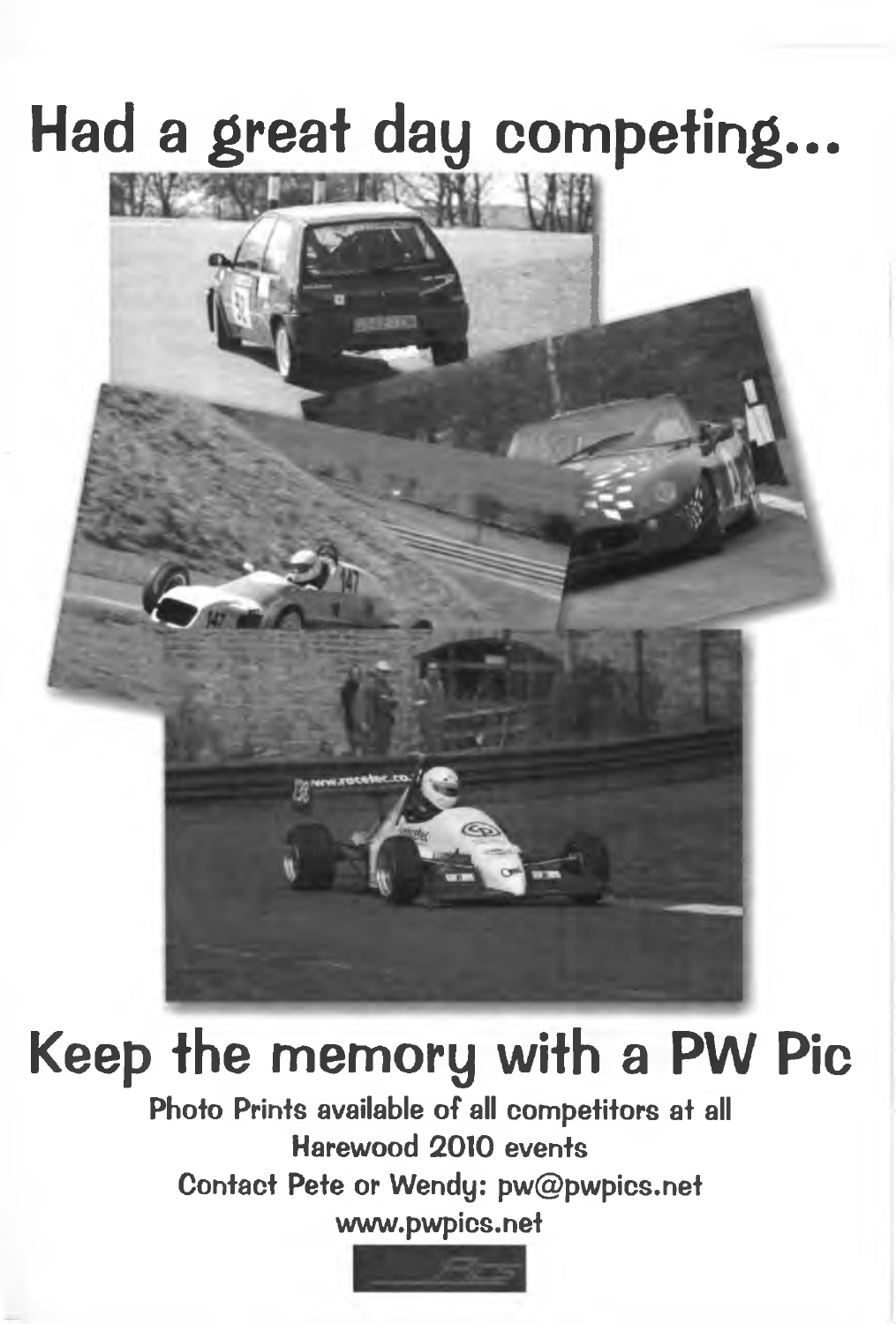# Had a great day competing...

# Keep the memory with a PW Pic

**Photo Prints available of all competitors at all Harewood 2010 events**

**Contact Pete or Wendy: pw@pwpics.net**

**www.pwpics.net**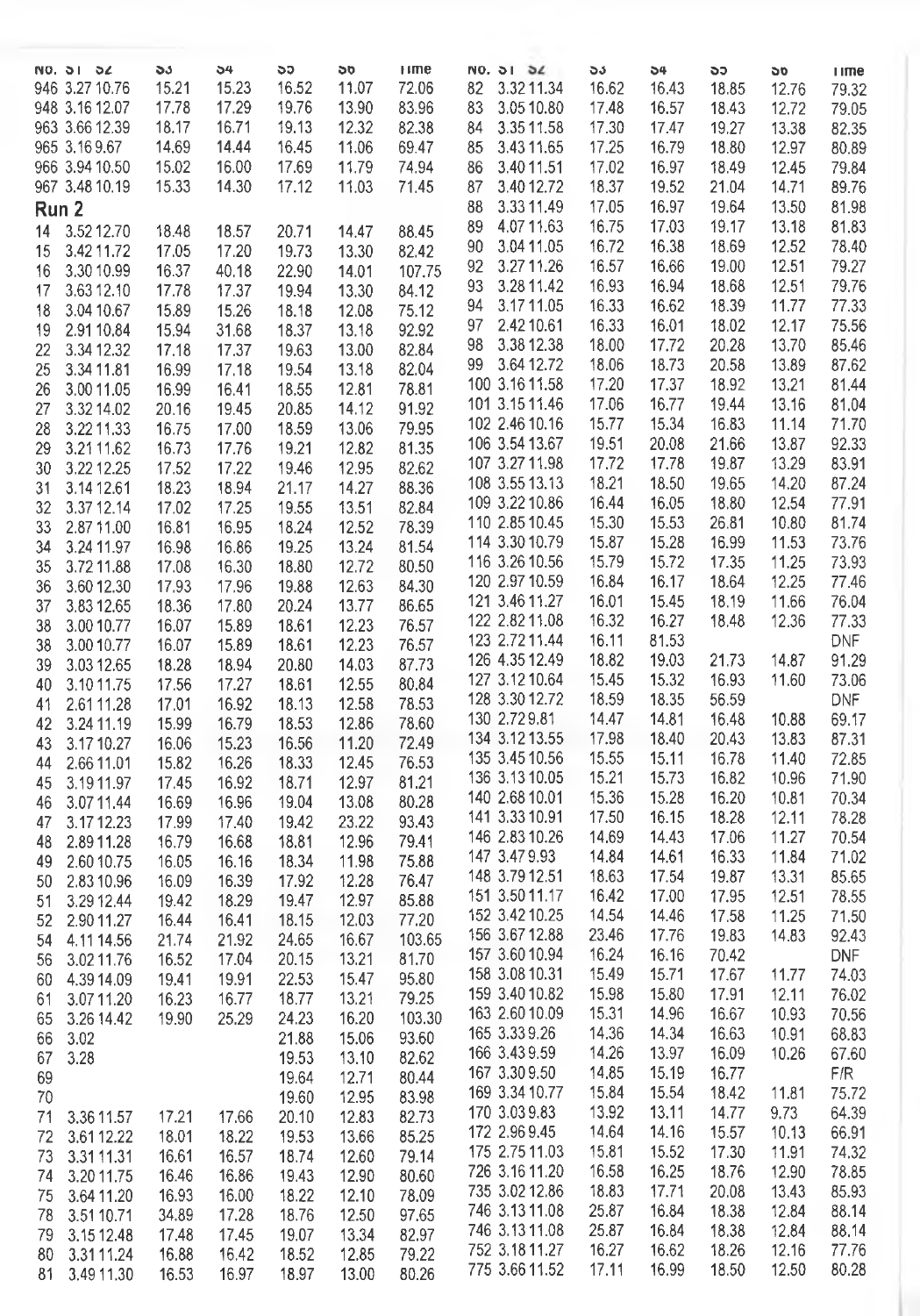| No. | S1 | S2 | S3 | S4 | S5 | S6 | Time |
|---|---|---|---|---|---|---|---|
| 946 | 3.27 | 10.76 | 15.21 | 15.23 | 16.52 | 11.07 | 72.06 |
| 948 | 3.16 | 12.07 | 17.78 | 17.29 | 19.76 | 13.90 | 83.96 |
| 963 | 3.66 | 12.39 | 18.17 | 16.71 | 19.13 | 12.32 | 82.38 |
| 965 | 3.16 | 9.67 | 14.69 | 14.44 | 16.45 | 11.06 | 69.47 |
| 966 | 3.94 | 10.50 | 15.02 | 16.00 | 17.69 | 11.79 | 74.94 |
| 967 | 3.48 | 10.19 | 15.33 | 14.30 | 17.12 | 11.03 | 71.45 |

## Run 2

| No. | S1 | S2 | S3 | S4 | S5 | S6 | Time |
|---|---|---|---|---|---|---|---|
| 14 | 3.52 | 12.70 | 18.48 | 18.57 | 20.71 | 14.47 | 88.45 |
| 15 | 3.42 | 11.72 | 17.05 | 17.20 | 19.73 | 13.30 | 82.42 |
| 16 | 3.30 | 10.99 | 16.37 | 40.18 | 22.90 | 14.01 | 107.75 |
| 17 | 3.63 | 12.10 | 17.78 | 17.37 | 19.94 | 13.30 | 84.12 |
| 18 | 3.04 | 10.67 | 15.89 | 15.26 | 18.18 | 12.08 | 75.12 |
| 19 | 2.91 | 10.84 | 15.94 | 31.68 | 18.37 | 13.18 | 92.92 |
| 22 | 3.34 | 12.32 | 17.18 | 17.37 | 19.63 | 13.00 | 82.84 |
| 25 | 3.34 | 11.81 | 16.99 | 17.18 | 19.54 | 13.18 | 82.04 |
| 26 | 3.00 | 11.05 | 16.99 | 16.41 | 18.55 | 12.81 | 78.81 |
| 27 | 3.32 | 14.02 | 20.16 | 19.45 | 20.85 | 14.12 | 91.92 |
| 28 | 3.22 | 11.33 | 16.75 | 17.00 | 18.59 | 13.06 | 79.95 |
| 29 | 3.21 | 11.62 | 16.73 | 17.76 | 19.21 | 12.82 | 81.35 |
| 30 | 3.22 | 12.25 | 17.52 | 17.22 | 19.46 | 12.95 | 82.62 |
| 31 | 3.14 | 12.61 | 18.23 | 18.94 | 21.17 | 14.27 | 88.36 |
| 32 | 3.37 | 12.14 | 17.02 | 17.25 | 19.55 | 13.51 | 82.84 |
| 33 | 2.87 | 11.00 | 16.81 | 16.95 | 18.24 | 12.52 | 78.39 |
| 34 | 3.24 | 11.97 | 16.98 | 16.86 | 19.25 | 13.24 | 81.54 |
| 35 | 3.72 | 11.88 | 17.08 | 16.30 | 18.80 | 12.72 | 80.50 |
| 36 | 3.60 | 12.30 | 17.93 | 17.96 | 19.88 | 12.63 | 84.30 |
| 37 | 3.83 | 12.65 | 18.36 | 17.80 | 20.24 | 13.77 | 86.65 |
| 38 | 3.00 | 10.77 | 16.07 | 15.89 | 18.61 | 12.23 | 76.57 |
| 38 | 3.00 | 10.77 | 16.07 | 15.89 | 18.61 | 12.23 | 76.57 |
| 39 | 3.03 | 12.65 | 18.28 | 18.94 | 20.80 | 14.03 | 87.73 |
| 40 | 3.10 | 11.75 | 17.56 | 17.27 | 18.61 | 12.55 | 80.84 |
| 41 | 2.61 | 11.28 | 17.01 | 16.92 | 18.13 | 12.58 | 78.53 |
| 42 | 3.24 | 11.19 | 15.99 | 16.79 | 18.53 | 12.86 | 78.60 |
| 43 | 3.17 | 10.27 | 16.06 | 15.23 | 16.56 | 11.20 | 72.49 |
| 44 | 2.66 | 11.01 | 15.82 | 16.26 | 18.33 | 12.45 | 76.53 |
| 45 | 3.19 | 11.97 | 17.45 | 16.92 | 18.71 | 12.97 | 81.21 |
| 46 | 3.07 | 11.44 | 16.69 | 16.96 | 19.04 | 13.08 | 80.28 |
| 47 | 3.17 | 12.23 | 17.99 | 17.40 | 19.42 | 23.22 | 93.43 |
| 48 | 2.89 | 11.28 | 16.79 | 16.68 | 18.81 | 12.96 | 79.41 |
| 49 | 2.60 | 10.75 | 16.05 | 16.16 | 18.34 | 11.98 | 75.88 |
| 50 | 2.83 | 10.96 | 16.09 | 16.39 | 17.92 | 12.28 | 76.47 |
| 51 | 3.29 | 12.44 | 19.42 | 18.29 | 19.47 | 12.97 | 85.88 |
| 52 | 2.90 | 11.27 | 16.44 | 16.41 | 18.15 | 12.03 | 77.20 |
| 54 | 4.11 | 14.56 | 21.74 | 21.92 | 24.65 | 16.67 | 103.65 |
| 56 | 3.02 | 11.76 | 16.52 | 17.04 | 20.15 | 13.21 | 81.70 |
| 60 | 4.39 | 14.09 | 19.41 | 19.91 | 22.53 | 15.47 | 95.80 |
| 61 | 3.07 | 11.20 | 16.23 | 16.77 | 18.77 | 13.21 | 79.25 |
| 65 | 3.26 | 14.42 | 19.90 | 25.29 | 24.23 | 16.20 | 103.30 |
| 66 | 3.02 | | | | 21.88 | 15.06 | 93.60 |
| 67 | 3.28 | | | | 19.53 | 13.10 | 82.62 |
| 69 | | | | | 19.64 | 12.71 | 80.44 |
| 70 | | | | | 19.60 | 12.95 | 83.98 |
| 71 | 3.36 | 11.57 | 17.21 | 17.66 | 20.10 | 12.83 | 82.73 |
| 72 | 3.61 | 12.22 | 18.01 | 18.22 | 19.53 | 13.66 | 85.25 |
| 73 | 3.31 | 11.31 | 16.61 | 16.57 | 18.74 | 12.60 | 79.14 |
| 74 | 3.20 | 11.75 | 16.46 | 16.86 | 19.43 | 12.90 | 80.60 |
| 75 | 3.64 | 11.20 | 16.93 | 16.00 | 18.22 | 12.10 | 78.09 |
| 78 | 3.51 | 10.71 | 34.89 | 17.28 | 18.76 | 12.50 | 97.65 |
| 79 | 3.15 | 12.48 | 17.48 | 17.45 | 19.07 | 13.34 | 82.97 |
| 80 | 3.31 | 11.24 | 16.88 | 16.42 | 18.52 | 12.85 | 79.22 |
| 81 | 3.49 | 11.30 | 16.53 | 16.97 | 18.97 | 13.00 | 80.26 |
| 82 | 3.32 | 11.34 | 16.62 | 16.43 | 18.85 | 12.76 | 79.32 |
| 83 | 3.05 | 10.80 | 17.48 | 16.57 | 18.43 | 12.72 | 79.05 |
| 84 | 3.35 | 11.58 | 17.30 | 17.47 | 19.27 | 13.38 | 82.35 |
| 85 | 3.43 | 11.65 | 17.25 | 16.79 | 18.80 | 12.97 | 80.89 |
| 86 | 3.40 | 11.51 | 17.02 | 16.97 | 18.49 | 12.45 | 79.84 |
| 87 | 3.40 | 12.72 | 18.37 | 19.52 | 21.04 | 14.71 | 89.76 |
| 88 | 3.33 | 11.49 | 17.05 | 16.97 | 19.64 | 13.50 | 81.98 |
| 89 | 4.07 | 11.63 | 16.75 | 17.03 | 19.17 | 13.18 | 81.83 |
| 90 | 3.04 | 11.05 | 16.72 | 16.38 | 18.69 | 12.52 | 78.40 |
| 92 | 3.27 | 11.26 | 16.57 | 16.66 | 19.00 | 12.51 | 79.27 |
| 93 | 3.28 | 11.42 | 16.93 | 16.94 | 18.68 | 12.51 | 79.76 |
| 94 | 3.17 | 11.05 | 16.33 | 16.62 | 18.39 | 11.77 | 77.33 |
| 97 | 2.42 | 10.61 | 16.33 | 16.01 | 18.02 | 12.17 | 75.56 |
| 98 | 3.38 | 12.38 | 18.00 | 17.72 | 20.28 | 13.70 | 85.46 |
| 99 | 3.64 | 12.72 | 18.06 | 18.73 | 20.58 | 13.89 | 87.62 |
| 100 | 3.16 | 11.58 | 17.20 | 17.37 | 18.92 | 13.21 | 81.44 |
| 101 | 3.15 | 11.46 | 17.06 | 16.77 | 19.44 | 13.16 | 81.04 |
| 102 | 2.46 | 10.16 | 15.77 | 15.34 | 16.83 | 11.14 | 71.70 |
| 106 | 3.54 | 13.67 | 19.51 | 20.08 | 21.66 | 13.87 | 92.33 |
| 107 | 3.27 | 11.98 | 17.72 | 17.78 | 19.87 | 13.29 | 83.91 |
| 108 | 3.55 | 13.13 | 18.21 | 18.50 | 19.65 | 14.20 | 87.24 |
| 109 | 3.22 | 10.86 | 16.44 | 16.05 | 18.80 | 12.54 | 77.91 |
| 110 | 2.85 | 10.45 | 15.30 | 15.53 | 26.81 | 10.80 | 81.74 |
| 114 | 3.30 | 10.79 | 15.87 | 15.28 | 16.99 | 11.53 | 73.76 |
| 116 | 3.26 | 10.56 | 15.79 | 15.72 | 17.35 | 11.25 | 73.93 |
| 120 | 2.97 | 10.59 | 16.84 | 16.17 | 18.64 | 12.25 | 77.46 |
| 121 | 3.46 | 11.27 | 16.01 | 15.45 | 18.19 | 11.66 | 76.04 |
| 122 | 2.82 | 11.08 | 16.32 | 16.27 | 18.48 | 12.36 | 77.33 |
| 123 | 2.72 | 11.44 | 16.11 | 81.53 | | | DNF |
| 126 | 4.35 | 12.49 | 18.82 | 19.03 | 21.73 | 14.87 | 91.29 |
| 127 | 3.12 | 10.64 | 15.45 | 15.32 | 16.93 | 11.60 | 73.06 |
| 128 | 3.30 | 12.72 | 18.59 | 18.35 | 56.59 | | DNF |
| 130 | 2.72 | 9.81 | 14.47 | 14.81 | 16.48 | 10.88 | 69.17 |
| 134 | 3.12 | 13.55 | 17.98 | 18.40 | 20.43 | 13.83 | 87.31 |
| 135 | 3.45 | 10.56 | 15.55 | 15.11 | 16.78 | 11.40 | 72.85 |
| 136 | 3.13 | 10.05 | 15.21 | 15.73 | 16.82 | 10.96 | 71.90 |
| 140 | 2.68 | 10.01 | 15.36 | 15.28 | 16.20 | 10.81 | 70.34 |
| 141 | 3.33 | 10.91 | 17.50 | 16.15 | 18.28 | 12.11 | 78.28 |
| 146 | 2.83 | 10.26 | 14.69 | 14.43 | 17.06 | 11.27 | 70.54 |
| 147 | 3.47 | 9.93 | 14.84 | 14.61 | 16.33 | 11.84 | 71.02 |
| 148 | 3.79 | 12.51 | 18.63 | 17.54 | 19.87 | 13.31 | 85.65 |
| 151 | 3.50 | 11.17 | 16.42 | 17.00 | 17.95 | 12.51 | 78.55 |
| 152 | 3.42 | 10.25 | 14.54 | 14.46 | 17.58 | 11.25 | 71.50 |
| 156 | 3.67 | 12.88 | 23.46 | 17.76 | 19.83 | 14.83 | 92.43 |
| 157 | 3.60 | 10.94 | 16.24 | 16.16 | 70.42 | | DNF |
| 158 | 3.08 | 10.31 | 15.49 | 15.71 | 17.67 | 11.77 | 74.03 |
| 159 | 3.40 | 10.82 | 15.98 | 15.80 | 17.91 | 12.11 | 76.02 |
| 163 | 2.60 | 10.09 | 15.31 | 14.96 | 16.67 | 10.93 | 70.56 |
| 165 | 3.33 | 9.26 | 14.36 | 14.34 | 16.63 | 10.91 | 68.83 |
| 166 | 3.43 | 9.59 | 14.26 | 13.97 | 16.09 | 10.26 | 67.60 |
| 167 | 3.30 | 9.50 | 14.85 | 15.19 | 16.77 | | F/R |
| 169 | 3.34 | 10.77 | 15.84 | 15.54 | 18.42 | 11.81 | 75.72 |
| 170 | 3.03 | 9.83 | 13.92 | 13.11 | 14.77 | 9.73 | 64.39 |
| 172 | 2.96 | 9.45 | 14.64 | 14.16 | 15.57 | 10.13 | 66.91 |
| 175 | 2.75 | 11.03 | 15.81 | 15.52 | 17.30 | 11.91 | 74.32 |
| 726 | 3.16 | 11.20 | 16.58 | 16.25 | 18.76 | 12.90 | 78.85 |
| 735 | 3.02 | 12.86 | 18.83 | 17.71 | 20.08 | 13.43 | 85.93 |
| 746 | 3.13 | 11.08 | 25.87 | 16.84 | 18.38 | 12.84 | 88.14 |
| 746 | 3.13 | 11.08 | 25.87 | 16.84 | 18.38 | 12.84 | 88.14 |
| 752 | 3.18 | 11.27 | 16.27 | 16.62 | 18.26 | 12.16 | 77.76 |
| 775 | 3.66 | 11.52 | 17.11 | 16.99 | 18.50 | 12.50 | 80.28 |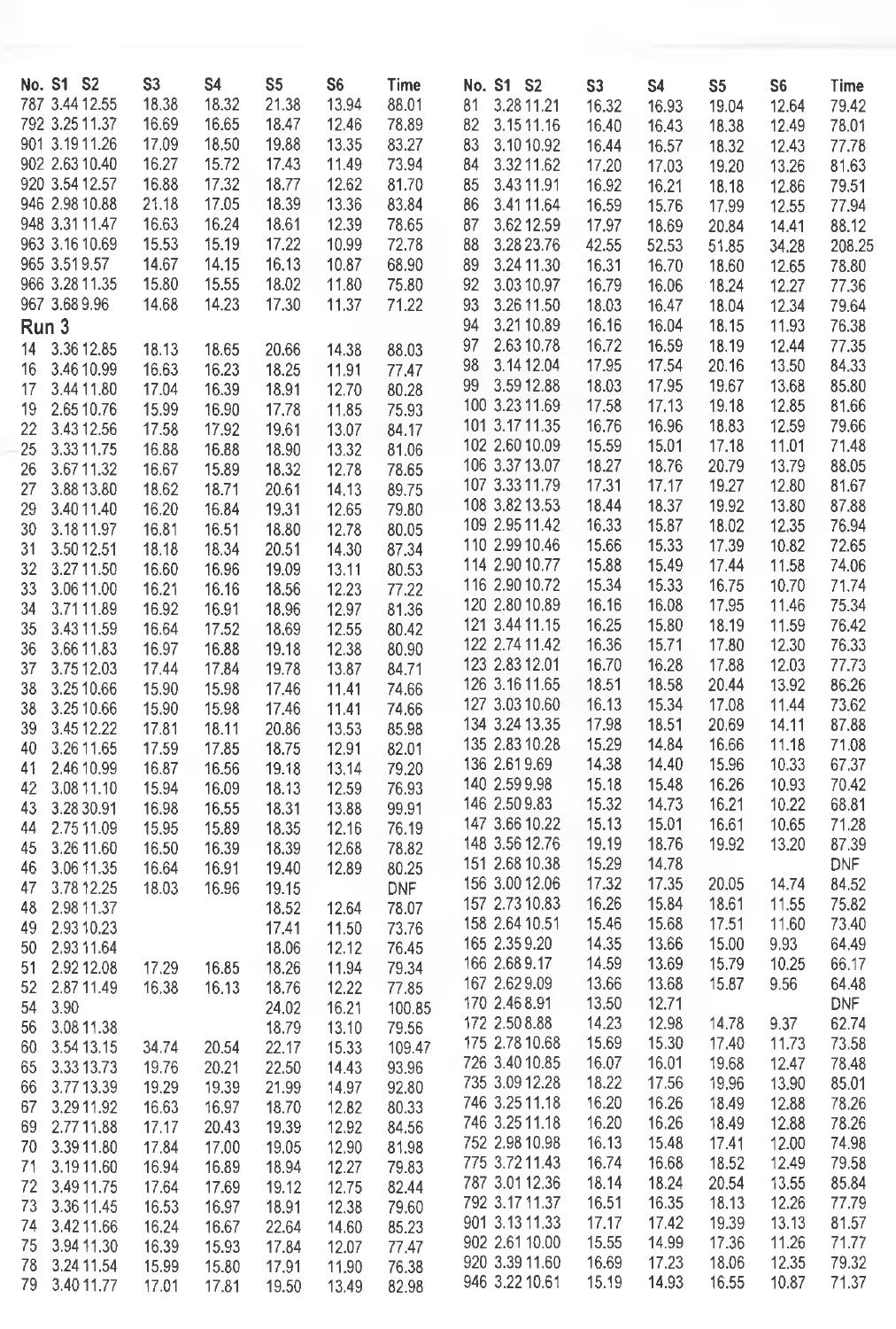| No. | S1 | S2 | S3 | S4 | S5 | S6 | Time |
|---|---|---|---|---|---|---|---|
| 787 | 3.44 | 12.55 | 18.38 | 18.32 | 21.38 | 13.94 | 88.01 |
| 792 | 3.25 | 11.37 | 16.69 | 16.65 | 18.47 | 12.46 | 78.89 |
| 901 | 3.19 | 11.26 | 17.09 | 18.50 | 19.88 | 13.35 | 83.27 |
| 902 | 2.63 | 10.40 | 16.27 | 15.72 | 17.43 | 11.49 | 73.94 |
| 920 | 3.54 | 12.57 | 16.88 | 17.32 | 18.77 | 12.62 | 81.70 |
| 946 | 2.98 | 10.88 | 21.18 | 17.05 | 18.39 | 13.36 | 83.84 |
| 948 | 3.31 | 11.47 | 16.63 | 16.24 | 18.61 | 12.39 | 78.65 |
| 963 | 3.16 | 10.69 | 15.53 | 15.19 | 17.22 | 10.99 | 72.78 |
| 965 | 3.51 | 9.57 | 14.67 | 14.15 | 16.13 | 10.87 | 68.90 |
| 966 | 3.28 | 11.35 | 15.80 | 15.55 | 18.02 | 11.80 | 75.80 |
| 967 | 3.68 | 9.96 | 14.68 | 14.23 | 17.30 | 11.37 | 71.22 |

## Run 3

| No. | S1 | S2 | S3 | S4 | S5 | S6 | Time |
|---|---|---|---|---|---|---|---|
| 14 | 3.36 | 12.85 | 18.13 | 18.65 | 20.66 | 14.38 | 88.03 |
| 16 | 3.46 | 10.99 | 16.63 | 16.23 | 18.25 | 11.91 | 77.47 |
| 17 | 3.44 | 11.80 | 17.04 | 16.39 | 18.91 | 12.70 | 80.28 |
| 19 | 2.65 | 10.76 | 15.99 | 16.90 | 17.78 | 11.85 | 75.93 |
| 22 | 3.43 | 12.56 | 17.58 | 17.92 | 19.61 | 13.07 | 84.17 |
| 25 | 3.33 | 11.75 | 16.88 | 16.88 | 18.90 | 13.32 | 81.06 |
| 26 | 3.67 | 11.32 | 16.67 | 15.89 | 18.32 | 12.78 | 78.65 |
| 27 | 3.88 | 13.80 | 18.62 | 18.71 | 20.61 | 14.13 | 89.75 |
| 29 | 3.40 | 11.40 | 16.20 | 16.84 | 19.31 | 12.65 | 79.80 |
| 30 | 3.18 | 11.97 | 16.81 | 16.51 | 18.80 | 12.78 | 80.05 |
| 31 | 3.50 | 12.51 | 18.18 | 18.34 | 20.51 | 14.30 | 87.34 |
| 32 | 3.27 | 11.50 | 16.60 | 16.96 | 19.09 | 13.11 | 80.53 |
| 33 | 3.06 | 11.00 | 16.21 | 16.16 | 18.56 | 12.23 | 77.22 |
| 34 | 3.71 | 11.89 | 16.92 | 16.91 | 18.96 | 12.97 | 81.36 |
| 35 | 3.43 | 11.59 | 16.64 | 17.52 | 18.69 | 12.55 | 80.42 |
| 36 | 3.66 | 11.83 | 16.97 | 16.88 | 19.18 | 12.38 | 80.90 |
| 37 | 3.75 | 12.03 | 17.44 | 17.84 | 19.78 | 13.87 | 84.71 |
| 38 | 3.25 | 10.66 | 15.90 | 15.98 | 17.46 | 11.41 | 74.66 |
| 38 | 3.25 | 10.66 | 15.90 | 15.98 | 17.46 | 11.41 | 74.66 |
| 39 | 3.45 | 12.22 | 17.81 | 18.11 | 20.86 | 13.53 | 85.98 |
| 40 | 3.26 | 11.65 | 17.59 | 17.85 | 18.75 | 12.91 | 82.01 |
| 41 | 2.46 | 10.99 | 16.87 | 16.56 | 19.18 | 13.14 | 79.20 |
| 42 | 3.08 | 11.10 | 15.94 | 16.09 | 18.13 | 12.59 | 76.93 |
| 43 | 3.28 | 30.91 | 16.98 | 16.55 | 18.31 | 13.88 | 99.91 |
| 44 | 2.75 | 11.09 | 15.95 | 15.89 | 18.35 | 12.16 | 76.19 |
| 45 | 3.26 | 11.60 | 16.50 | 16.39 | 18.39 | 12.68 | 78.82 |
| 46 | 3.06 | 11.35 | 16.64 | 16.91 | 19.40 | 12.89 | 80.25 |
| 47 | 3.78 | 12.25 | 18.03 | 16.96 | 19.15 | | DNF |
| 48 | 2.98 | 11.37 | | | 18.52 | 12.64 | 78.07 |
| 49 | 2.93 | 10.23 | | | 17.41 | 11.50 | 73.76 |
| 50 | 2.93 | 11.64 | | | 18.06 | 12.12 | 76.45 |
| 51 | 2.92 | 12.08 | 17.29 | 16.85 | 18.26 | 11.94 | 79.34 |
| 52 | 2.87 | 11.49 | 16.38 | 16.13 | 18.76 | 12.22 | 77.85 |
| 54 | 3.90 | | | | 24.02 | 16.21 | 100.85 |
| 56 | 3.08 | 11.38 | | | 18.79 | 13.10 | 79.56 |
| 60 | 3.54 | 13.15 | 34.74 | 20.54 | 22.17 | 15.33 | 109.47 |
| 65 | 3.33 | 13.73 | 19.76 | 20.21 | 22.50 | 14.43 | 93.96 |
| 66 | 3.77 | 13.39 | 19.29 | 19.39 | 21.99 | 14.97 | 92.80 |
| 67 | 3.29 | 11.92 | 16.63 | 16.97 | 18.70 | 12.82 | 80.33 |
| 69 | 2.77 | 11.88 | 17.17 | 20.43 | 19.39 | 12.92 | 84.56 |
| 70 | 3.39 | 11.80 | 17.84 | 17.00 | 19.05 | 12.90 | 81.98 |
| 71 | 3.19 | 11.60 | 16.94 | 16.89 | 18.94 | 12.27 | 79.83 |
| 72 | 3.49 | 11.75 | 17.64 | 17.69 | 19.12 | 12.75 | 82.44 |
| 73 | 3.36 | 11.45 | 16.53 | 16.97 | 18.91 | 12.38 | 79.60 |
| 74 | 3.42 | 11.66 | 16.24 | 16.67 | 22.64 | 14.60 | 85.23 |
| 75 | 3.94 | 11.30 | 16.39 | 15.93 | 17.84 | 12.07 | 77.47 |
| 78 | 3.24 | 11.54 | 15.99 | 15.80 | 17.91 | 11.90 | 76.38 |
| 79 | 3.40 | 11.77 | 17.01 | 17.81 | 19.50 | 13.49 | 82.98 |
| 81 | 3.28 | 11.21 | 16.32 | 16.93 | 19.04 | 12.64 | 79.42 |
| 82 | 3.15 | 11.16 | 16.40 | 16.43 | 18.38 | 12.49 | 78.01 |
| 83 | 3.10 | 10.92 | 16.44 | 16.57 | 18.32 | 12.43 | 77.78 |
| 84 | 3.32 | 11.62 | 17.20 | 17.03 | 19.20 | 13.26 | 81.63 |
| 85 | 3.43 | 11.91 | 16.92 | 16.21 | 18.18 | 12.86 | 79.51 |
| 86 | 3.41 | 11.64 | 16.59 | 15.76 | 17.99 | 12.55 | 77.94 |
| 87 | 3.62 | 12.59 | 17.97 | 18.69 | 20.84 | 14.41 | 88.12 |
| 88 | 3.28 | 23.76 | 42.55 | 52.53 | 51.85 | 34.28 | 208.25 |
| 89 | 3.24 | 11.30 | 16.31 | 16.70 | 18.60 | 12.65 | 78.80 |
| 92 | 3.03 | 10.97 | 16.79 | 16.06 | 18.24 | 12.27 | 77.36 |
| 93 | 3.26 | 11.50 | 18.03 | 16.47 | 18.04 | 12.34 | 79.64 |
| 94 | 3.21 | 10.89 | 16.16 | 16.04 | 18.15 | 11.93 | 76.38 |
| 97 | 2.63 | 10.78 | 16.72 | 16.59 | 18.19 | 12.44 | 77.35 |
| 98 | 3.14 | 12.04 | 17.95 | 17.54 | 20.16 | 13.50 | 84.33 |
| 99 | 3.59 | 12.88 | 18.03 | 17.95 | 19.67 | 13.68 | 85.80 |
| 100 | 3.23 | 11.69 | 17.58 | 17.13 | 19.18 | 12.85 | 81.66 |
| 101 | 3.17 | 11.35 | 16.76 | 16.96 | 18.83 | 12.59 | 79.66 |
| 102 | 2.60 | 10.09 | 15.59 | 15.01 | 17.18 | 11.01 | 71.48 |
| 106 | 3.37 | 13.07 | 18.27 | 18.76 | 20.79 | 13.79 | 88.05 |
| 107 | 3.33 | 11.79 | 17.31 | 17.17 | 19.27 | 12.80 | 81.67 |
| 108 | 3.82 | 13.53 | 18.44 | 18.37 | 19.92 | 13.80 | 87.88 |
| 109 | 2.95 | 11.42 | 16.33 | 15.87 | 18.02 | 12.35 | 76.94 |
| 110 | 2.99 | 10.46 | 15.66 | 15.33 | 17.39 | 10.82 | 72.65 |
| 114 | 2.90 | 10.77 | 15.88 | 15.49 | 17.44 | 11.58 | 74.06 |
| 116 | 2.90 | 10.72 | 15.34 | 15.33 | 16.75 | 10.70 | 71.74 |
| 120 | 2.80 | 10.89 | 16.16 | 16.08 | 17.95 | 11.46 | 75.34 |
| 121 | 3.44 | 11.15 | 16.25 | 15.80 | 18.19 | 11.59 | 76.42 |
| 122 | 2.74 | 11.42 | 16.36 | 15.71 | 17.80 | 12.30 | 76.33 |
| 123 | 2.83 | 12.01 | 16.70 | 16.28 | 17.88 | 12.03 | 77.73 |
| 126 | 3.16 | 11.65 | 18.51 | 18.58 | 20.44 | 13.92 | 86.26 |
| 127 | 3.03 | 10.60 | 16.13 | 15.34 | 17.08 | 11.44 | 73.62 |
| 134 | 3.24 | 13.35 | 17.98 | 18.51 | 20.69 | 14.11 | 87.88 |
| 135 | 2.83 | 10.28 | 15.29 | 14.84 | 16.66 | 11.18 | 71.08 |
| 136 | 2.61 | 9.69 | 14.38 | 14.40 | 15.96 | 10.33 | 67.37 |
| 140 | 2.59 | 9.98 | 15.18 | 15.48 | 16.26 | 10.93 | 70.42 |
| 146 | 2.50 | 9.83 | 15.32 | 14.73 | 16.21 | 10.22 | 68.81 |
| 147 | 3.66 | 10.22 | 15.13 | 15.01 | 16.61 | 10.65 | 71.28 |
| 148 | 3.56 | 12.76 | 19.19 | 18.76 | 19.92 | 13.20 | 87.39 |
| 151 | 2.68 | 10.38 | 15.29 | 14.78 | | | DNF |
| 156 | 3.00 | 12.06 | 17.32 | 17.35 | 20.05 | 14.74 | 84.52 |
| 157 | 2.73 | 10.83 | 16.26 | 15.84 | 18.61 | 11.55 | 75.82 |
| 158 | 2.64 | 10.51 | 15.46 | 15.68 | 17.51 | 11.60 | 73.40 |
| 165 | 2.35 | 9.20 | 14.35 | 13.66 | 15.00 | 9.93 | 64.49 |
| 166 | 2.68 | 9.17 | 14.59 | 13.69 | 15.79 | 10.25 | 66.17 |
| 167 | 2.62 | 9.09 | 13.66 | 13.68 | 15.87 | 9.56 | 64.48 |
| 170 | 2.46 | 8.91 | 13.50 | 12.71 | | | DNF |
| 172 | 2.50 | 8.88 | 14.23 | 12.98 | 14.78 | 9.37 | 62.74 |
| 175 | 2.78 | 10.68 | 15.69 | 15.30 | 17.40 | 11.73 | 73.58 |
| 726 | 3.40 | 10.85 | 16.07 | 16.01 | 19.68 | 12.47 | 78.48 |
| 735 | 3.09 | 12.28 | 18.22 | 17.56 | 19.96 | 13.90 | 85.01 |
| 746 | 3.25 | 11.18 | 16.20 | 16.26 | 18.49 | 12.88 | 78.26 |
| 746 | 3.25 | 11.18 | 16.20 | 16.26 | 18.49 | 12.88 | 78.26 |
| 752 | 2.98 | 10.98 | 16.13 | 15.48 | 17.41 | 12.00 | 74.98 |
| 775 | 3.72 | 11.43 | 16.74 | 16.68 | 18.52 | 12.49 | 79.58 |
| 787 | 3.01 | 12.36 | 18.14 | 18.24 | 20.54 | 13.55 | 85.84 |
| 792 | 3.17 | 11.37 | 16.51 | 16.35 | 18.13 | 12.26 | 77.79 |
| 901 | 3.13 | 11.33 | 17.17 | 17.42 | 19.39 | 13.13 | 81.57 |
| 902 | 2.61 | 10.00 | 15.55 | 14.99 | 17.36 | 11.26 | 71.77 |
| 920 | 3.39 | 11.60 | 16.69 | 17.23 | 18.06 | 12.35 | 79.32 |
| 946 | 3.22 | 10.61 | 15.19 | 14.93 | 16.55 | 10.87 | 71.37 |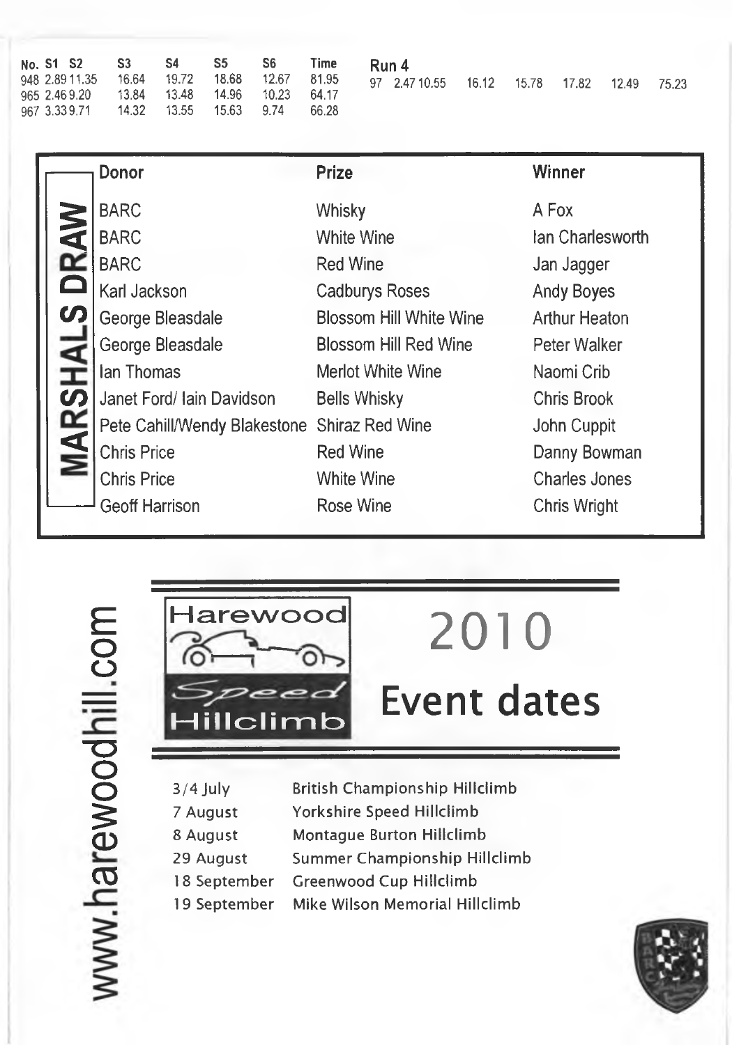| No. | S1 | S2 | S3 | S4 | S5 | S6 | Time |
|---|---|---|---|---|---|---|---|
| 948 | 2.89 | 11.35 | 16.64 | 19.72 | 18.68 | 12.67 | 81.95 |
| 965 | 2.46 | 9.20 | 13.84 | 13.48 | 14.96 | 10.23 | 64.17 |
| 967 | 3.33 | 9.71 | 14.32 | 13.55 | 15.63 | 9.74 | 66.28 |

**Run 4**

| No. | S1 | S2 | S3 | S4 | S5 | S6 | Time |
|---|---|---|---|---|---|---|---|
| 97 | 2.47 | 10.55 | 16.12 | 15.78 | 17.82 | 12.49 | 75.23 |

## MARSHALS DRAW

| Donor | Prize | Winner |
|---|---|---|
| BARC | Whisky | A Fox |
| BARC | White Wine | Ian Charlesworth |
| BARC | Red Wine | Jan Jagger |
| Karl Jackson | Cadburys Roses | Andy Boyes |
| George Bleasdale | Blossom Hill White Wine | Arthur Heaton |
| George Bleasdale | Blossom Hill Red Wine | Peter Walker |
| Ian Thomas | Merlot White Wine | Naomi Crib |
| Janet Ford/ Iain Davidson | Bells Whisky | Chris Brook |
| Pete Cahill/Wendy Blakestone | Shiraz Red Wine | John Cuppit |
| Chris Price | Red Wine | Danny Bowman |
| Chris Price | White Wine | Charles Jones |
| Geoff Harrison | Rose Wine | Chris Wright |

www.harewoodhill.com

Harewood Speed Hillclimb

# 2010 Event dates

| | |
|---|---|
| 3/4 July | British Championship Hillclimb |
| 7 August | Yorkshire Speed Hillclimb |
| 8 August | Montague Burton Hillclimb |
| 29 August | Summer Championship Hillclimb |
| 18 September | Greenwood Cup Hillclimb |
| 19 September | Mike Wilson Memorial Hillclimb |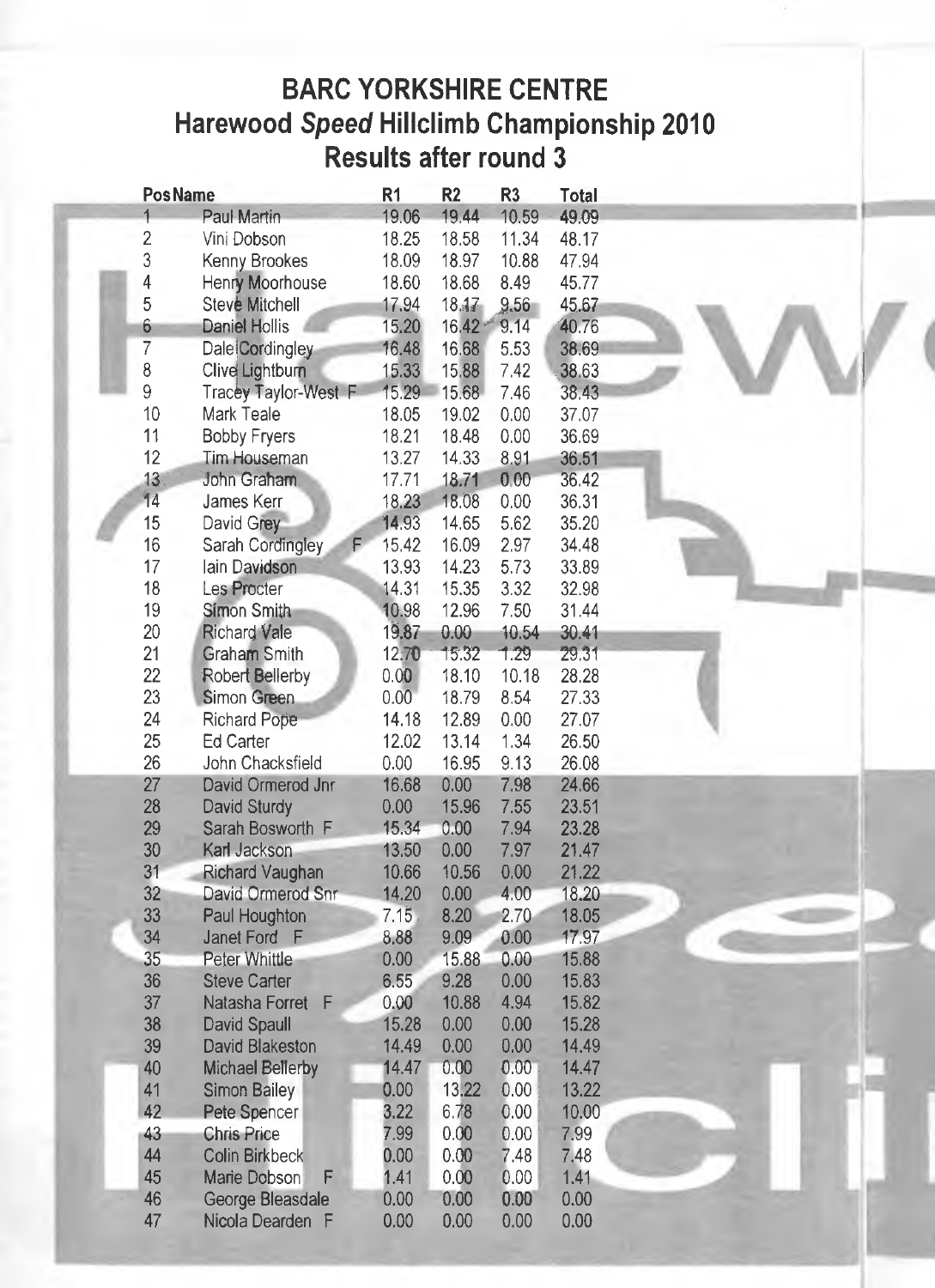# BARC YORKSHIRE CENTRE
## Harewood *Speed* Hillclimb Championship 2010
## Results after round 3

| Pos | Name | R1 | R2 | R3 | Total |
|---|---|---|---|---|---|
| 1 | Paul Martin | 19.06 | 19.44 | 10.59 | 49.09 |
| 2 | Vini Dobson | 18.25 | 18.58 | 11.34 | 48.17 |
| 3 | Kenny Brookes | 18.09 | 18.97 | 10.88 | 47.94 |
| 4 | Henry Moorhouse | 18.60 | 18.68 | 8.49 | 45.77 |
| 5 | Steve Mitchell | 17.94 | 18.17 | 9.56 | 45.67 |
| 6 | Daniel Hollis | 15.20 | 16.42 | 9.14 | 40.76 |
| 7 | Dale Cordingley | 16.48 | 16.68 | 5.53 | 38.69 |
| 8 | Clive Lightburn | 15.33 | 15.88 | 7.42 | 38.63 |
| 9 | Tracey Taylor-West F | 15.29 | 15.68 | 7.46 | 38.43 |
| 10 | Mark Teale | 18.05 | 19.02 | 0.00 | 37.07 |
| 11 | Bobby Fryers | 18.21 | 18.48 | 0.00 | 36.69 |
| 12 | Tim Houseman | 13.27 | 14.33 | 8.91 | 36.51 |
| 13 | John Graham | 17.71 | 18.71 | 0.00 | 36.42 |
| 14 | James Kerr | 18.23 | 18.08 | 0.00 | 36.31 |
| 15 | David Grey | 14.93 | 14.65 | 5.62 | 35.20 |
| 16 | Sarah Cordingley F | 15.42 | 16.09 | 2.97 | 34.48 |
| 17 | Iain Davidson | 13.93 | 14.23 | 5.73 | 33.89 |
| 18 | Les Procter | 14.31 | 15.35 | 3.32 | 32.98 |
| 19 | Simon Smith | 10.98 | 12.96 | 7.50 | 31.44 |
| 20 | Richard Vale | 19.87 | 0.00 | 10.54 | 30.41 |
| 21 | Graham Smith | 12.70 | 15.32 | 1.29 | 29.31 |
| 22 | Robert Bellerby | 0.00 | 18.10 | 10.18 | 28.28 |
| 23 | Simon Green | 0.00 | 18.79 | 8.54 | 27.33 |
| 24 | Richard Pope | 14.18 | 12.89 | 0.00 | 27.07 |
| 25 | Ed Carter | 12.02 | 13.14 | 1.34 | 26.50 |
| 26 | John Chacksfield | 0.00 | 16.95 | 9.13 | 26.08 |
| 27 | David Ormerod Jnr | 16.68 | 0.00 | 7.98 | 24.66 |
| 28 | David Sturdy | 0.00 | 15.96 | 7.55 | 23.51 |
| 29 | Sarah Bosworth F | 15.34 | 0.00 | 7.94 | 23.28 |
| 30 | Karl Jackson | 13.50 | 0.00 | 7.97 | 21.47 |
| 31 | Richard Vaughan | 10.66 | 10.56 | 0.00 | 21.22 |
| 32 | David Ormerod Snr | 14.20 | 0.00 | 4.00 | 18.20 |
| 33 | Paul Houghton | 7.15 | 8.20 | 2.70 | 18.05 |
| 34 | Janet Ford F | 8.88 | 9.09 | 0.00 | 17.97 |
| 35 | Peter Whittle | 0.00 | 15.88 | 0.00 | 15.88 |
| 36 | Steve Carter | 6.55 | 9.28 | 0.00 | 15.83 |
| 37 | Natasha Forret F | 0.00 | 10.88 | 4.94 | 15.82 |
| 38 | David Spaull | 15.28 | 0.00 | 0.00 | 15.28 |
| 39 | David Blakeston | 14.49 | 0.00 | 0.00 | 14.49 |
| 40 | Michael Bellerby | 14.47 | 0.00 | 0.00 | 14.47 |
| 41 | Simon Bailey | 0.00 | 13.22 | 0.00 | 13.22 |
| 42 | Pete Spencer | 3.22 | 6.78 | 0.00 | 10.00 |
| 43 | Chris Price | 7.99 | 0.00 | 0.00 | 7.99 |
| 44 | Colin Birkbeck | 0.00 | 0.00 | 7.48 | 7.48 |
| 45 | Marie Dobson F | 1.41 | 0.00 | 0.00 | 1.41 |
| 46 | George Bleasdale | 0.00 | 0.00 | 0.00 | 0.00 |
| 47 | Nicola Dearden F | 0.00 | 0.00 | 0.00 | 0.00 |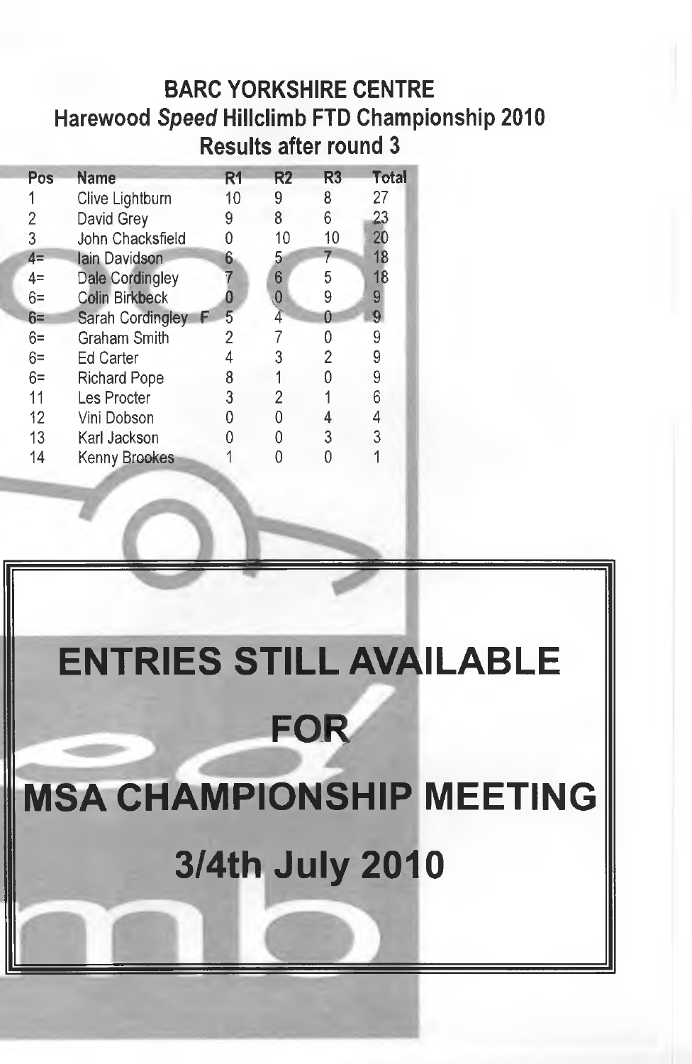## BARC YORKSHIRE CENTRE
## Harewood *Speed* Hillclimb FTD Championship 2010
## Results after round 3

| Pos | Name | R1 | R2 | R3 | Total |
|---|---|---|---|---|---|
| 1 | Clive Lightburn | 10 | 9 | 8 | 27 |
| 2 | David Grey | 9 | 8 | 6 | 23 |
| 3 | John Chacksfield | 0 | 10 | 10 | 20 |
| 4= | Iain Davidson | 6 | 5 | 7 | 18 |
| 4= | Dale Cordingley | 7 | 6 | 5 | 18 |
| 6= | Colin Birkbeck | 0 | 0 | 9 | 9 |
| 6= | Sarah Cordingley F | 5 | 4 | 0 | 9 |
| 6= | Graham Smith | 2 | 7 | 0 | 9 |
| 6= | Ed Carter | 4 | 3 | 2 | 9 |
| 6= | Richard Pope | 8 | 1 | 0 | 9 |
| 11 | Les Procter | 3 | 2 | 1 | 6 |
| 12 | Vini Dobson | 0 | 0 | 4 | 4 |
| 13 | Karl Jackson | 0 | 0 | 3 | 3 |
| 14 | Kenny Brookes | 1 | 0 | 0 | 1 |

# ENTRIES STILL AVAILABLE

# FOR

# MSA CHAMPIONSHIP MEETING

# 3/4th July 2010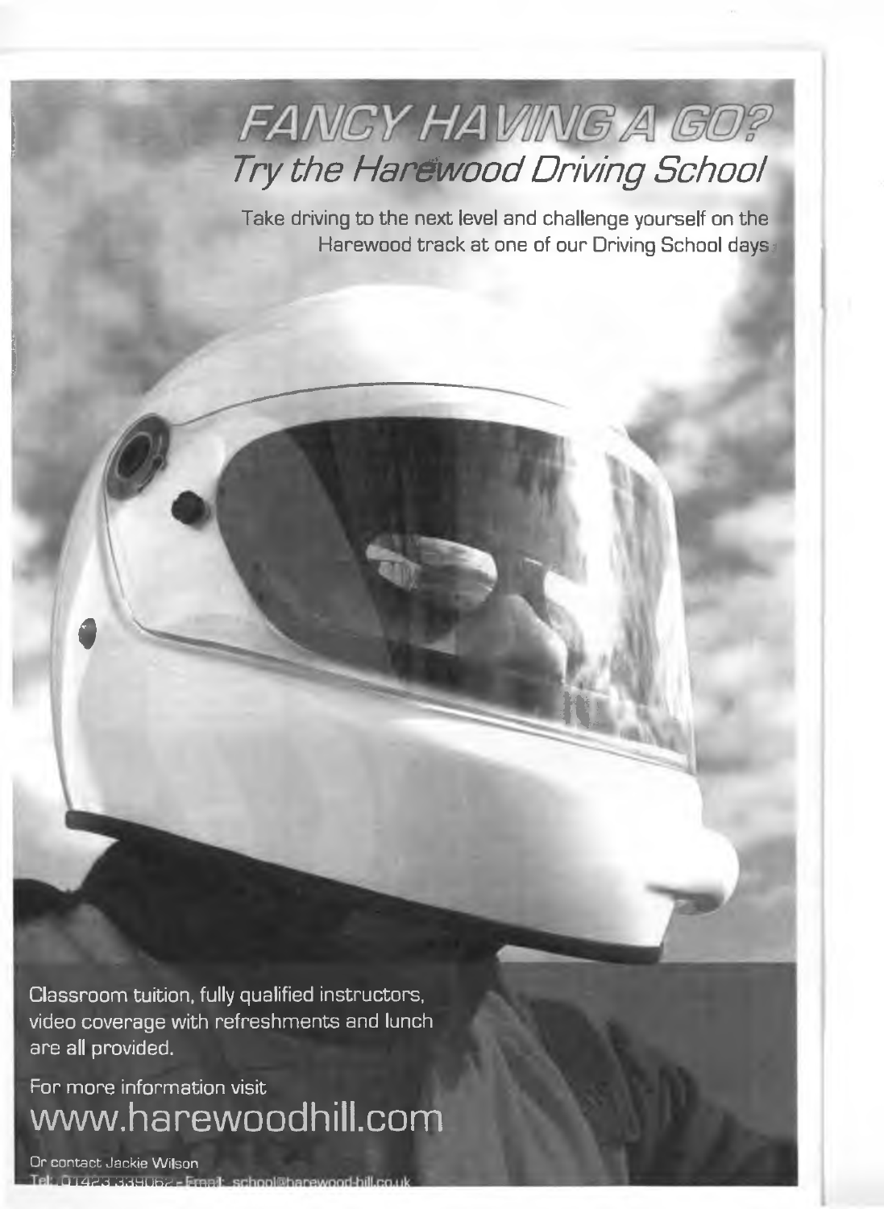# FANCY HAVING A GO?

## *Try the Harewood Driving School*

Take driving to the next level and challenge yourself on the Harewood track at one of our Driving School days

Classroom tuition, fully qualified instructors, video coverage with refreshments and lunch are all provided.

For more information visit

www.harewoodhill.com

Or contact Jackie Wilson

Tel: 01423 339062 - Email: school@harewood-hill.co.uk